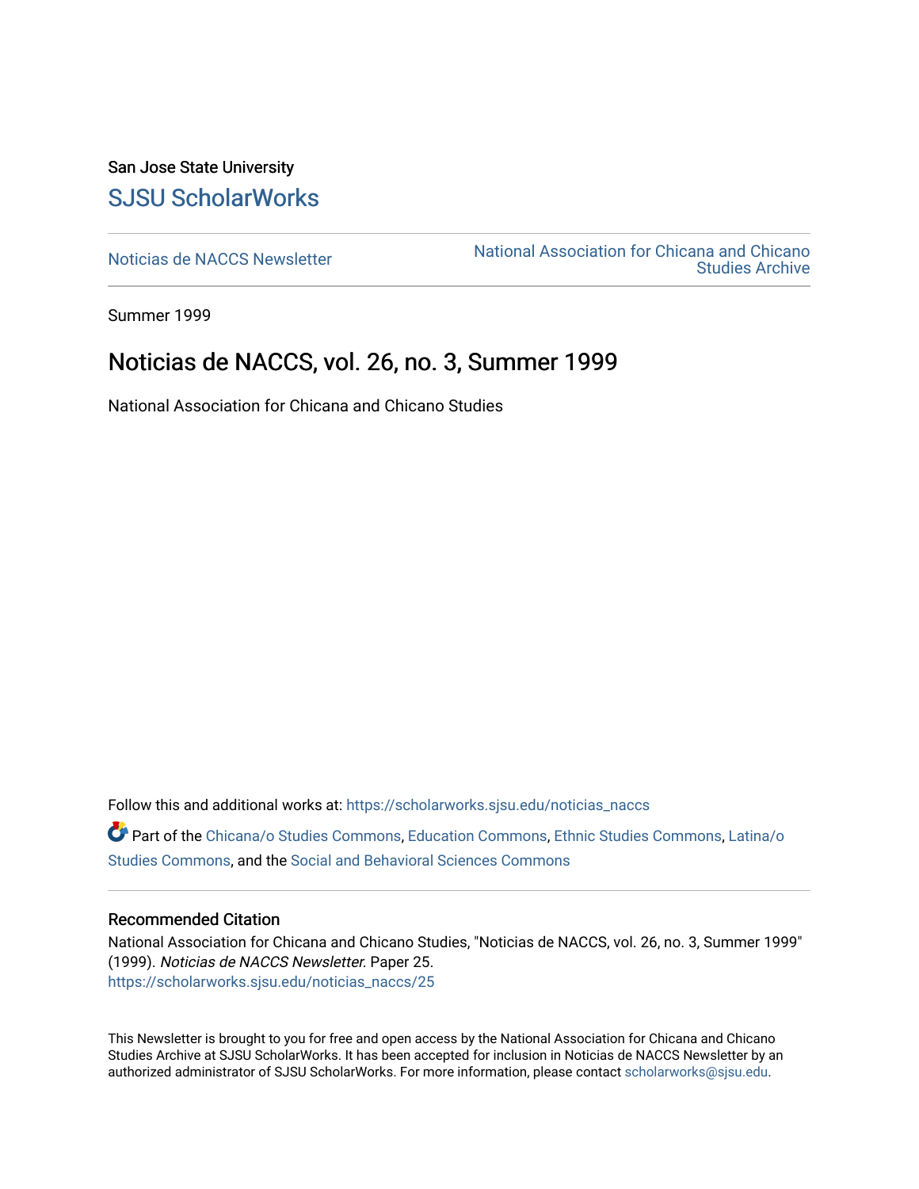San Jose State University

# SJSU ScholarWorks

Noticias de NACCS Newsletter

National Association for Chicana and Chicano Studies Archive

Summer 1999

# Noticias de NACCS, vol. 26, no. 3, Summer 1999

National Association for Chicana and Chicano Studies

Follow this and additional works at: https://scholarworks.sjsu.edu/noticias_naccs

Part of the Chicana/o Studies Commons, Education Commons, Ethnic Studies Commons, Latina/o Studies Commons, and the Social and Behavioral Sciences Commons

## Recommended Citation

National Association for Chicana and Chicano Studies, "Noticias de NACCS, vol. 26, no. 3, Summer 1999" (1999). *Noticias de NACCS Newsletter*. Paper 25.
https://scholarworks.sjsu.edu/noticias_naccs/25

This Newsletter is brought to you for free and open access by the National Association for Chicana and Chicano Studies Archive at SJSU ScholarWorks. It has been accepted for inclusion in Noticias de NACCS Newsletter by an authorized administrator of SJSU ScholarWorks. For more information, please contact scholarworks@sjsu.edu.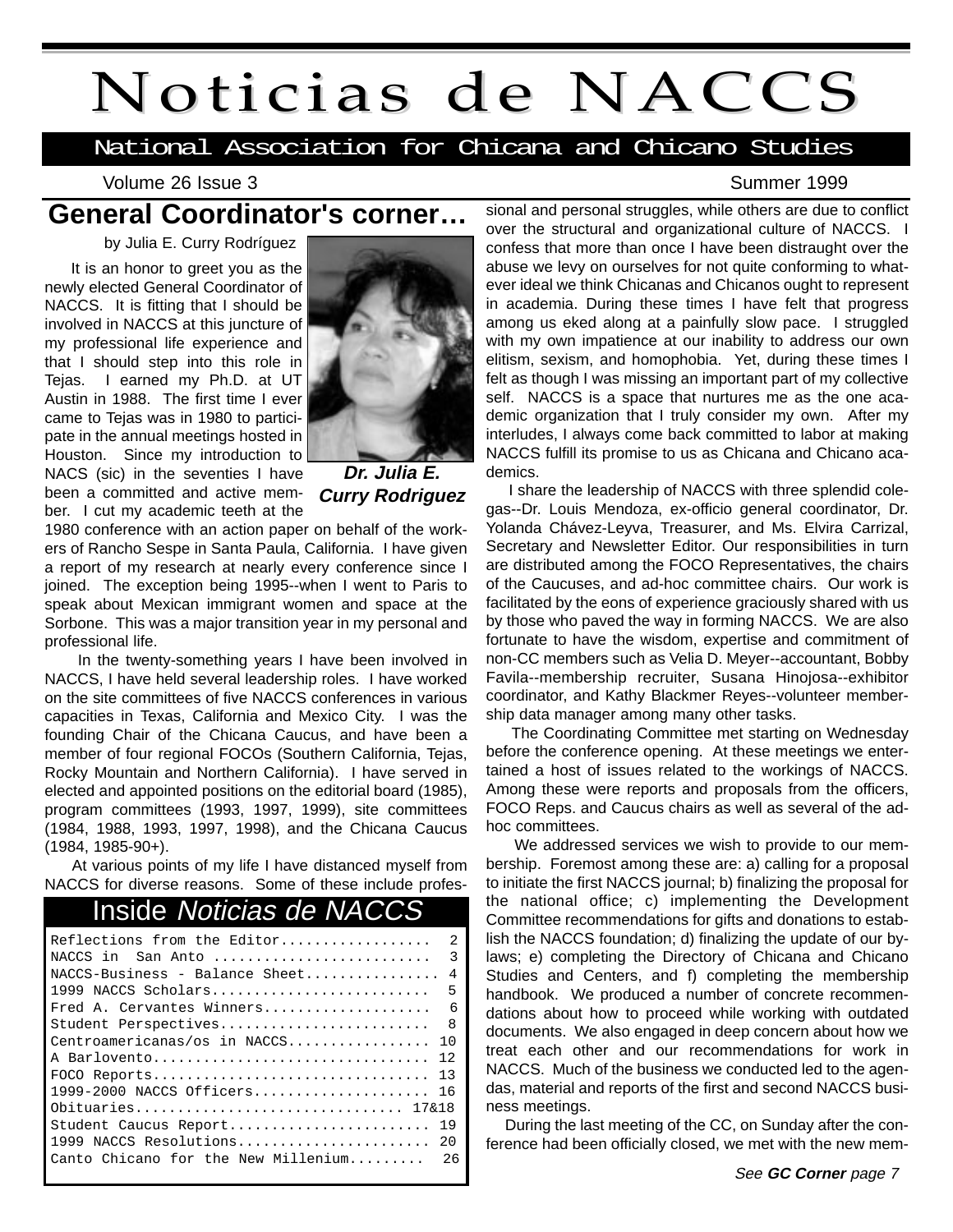# Noticias de NACCS

**National Association for Chicana and Chicano Studies**

## General Coordinator's corner…

by Julia E. Curry Rodríguez

Dr. Julia E. Curry Rodriguez

It is an honor to greet you as the newly elected General Coordinator of NACCS. It is fitting that I should be involved in NACCS at this juncture of my professional life experience and that I should step into this role in Tejas. I earned my Ph.D. at UT Austin in 1988. The first time I ever came to Tejas was in 1980 to participate in the annual meetings hosted in Houston. Since my introduction to NACS (sic) in the seventies I have been a committed and active member. I cut my academic teeth at the 1980 conference with an action paper on behalf of the workers of Rancho Sespe in Santa Paula, California. I have given a report of my research at nearly every conference since I joined. The exception being 1995--when I went to Paris to speak about Mexican immigrant women and space at the Sorbone. This was a major transition year in my personal and professional life.

In the twenty-something years I have been involved in NACCS, I have held several leadership roles. I have worked on the site committees of five NACCS conferences in various capacities in Texas, California and Mexico City. I was the founding Chair of the Chicana Caucus, and have been a member of four regional FOCOs (Southern California, Tejas, Rocky Mountain and Northern California). I have served in elected and appointed positions on the editorial board (1985), program committees (1993, 1997, 1999), site committees (1984, 1988, 1993, 1997, 1998), and the Chicana Caucus (1984, 1985-90+).

At various points of my life I have distanced myself from NACCS for diverse reasons. Some of these include professional and personal struggles, while others are due to conflict over the structural and organizational culture of NACCS. I confess that more than once I have been distraught over the abuse we levy on ourselves for not quite conforming to whatever ideal we think Chicanas and Chicanos ought to represent in academia. During these times I have felt that progress among us eked along at a painfully slow pace. I struggled with my own impatience at our inability to address our own elitism, sexism, and homophobia. Yet, during these times I felt as though I was missing an important part of my collective self. NACCS is a space that nurtures me as the one academic organization that I truly consider my own. After my interludes, I always come back committed to labor at making NACCS fulfill its promise to us as Chicana and Chicano academics.

I share the leadership of NACCS with three splendid colegas--Dr. Louis Mendoza, ex-officio general coordinator, Dr. Yolanda Chávez-Leyva, Treasurer, and Ms. Elvira Carrizal, Secretary and Newsletter Editor. Our responsibilities in turn are distributed among the FOCO Representatives, the chairs of the Caucuses, and ad-hoc committee chairs. Our work is facilitated by the eons of experience graciously shared with us by those who paved the way in forming NACCS. We are also fortunate to have the wisdom, expertise and commitment of non-CC members such as Velia D. Meyer--accountant, Bobby Favila--membership recruiter, Susana Hinojosa--exhibitor coordinator, and Kathy Blackmer Reyes--volunteer membership data manager among many other tasks.

The Coordinating Committee met starting on Wednesday before the conference opening. At these meetings we entertained a host of issues related to the workings of NACCS. Among these were reports and proposals from the officers, FOCO Reps. and Caucus chairs as well as several of the ad-hoc committees.

We addressed services we wish to provide to our membership. Foremost among these are: a) calling for a proposal to initiate the first NACCS journal; b) finalizing the proposal for the national office; c) implementing the Development Committee recommendations for gifts and donations to establish the NACCS foundation; d) finalizing the update of our by-laws; e) completing the Directory of Chicana and Chicano Studies and Centers, and f) completing the membership handbook. We produced a number of concrete recommendations about how to proceed while working with outdated documents. We also engaged in deep concern about how we treat each other and our recommendations for work in NACCS. Much of the business we conducted led to the agendas, material and reports of the first and second NACCS business meetings.

During the last meeting of the CC, on Sunday after the conference had been officially closed, we met with the new mem-

*See **GC Corner** page 7*

## Inside *Noticias de NACCS*

| | |
|---|---|
| Reflections from the Editor | 2 |
| NACCS in San Anto | 3 |
| NACCS-Business - Balance Sheet | 4 |
| 1999 NACCS Scholars | 5 |
| Fred A. Cervantes Winners | 6 |
| Student Perspectives | 8 |
| Centroamericanas/os in NACCS | 10 |
| A Barlovento | 12 |
| FOCO Reports | 13 |
| 1999-2000 NACCS Officers | 16 |
| Obituaries | 17&18 |
| Student Caucus Report | 19 |
| 1999 NACCS Resolutions | 20 |
| Canto Chicano for the New Millenium | 26 |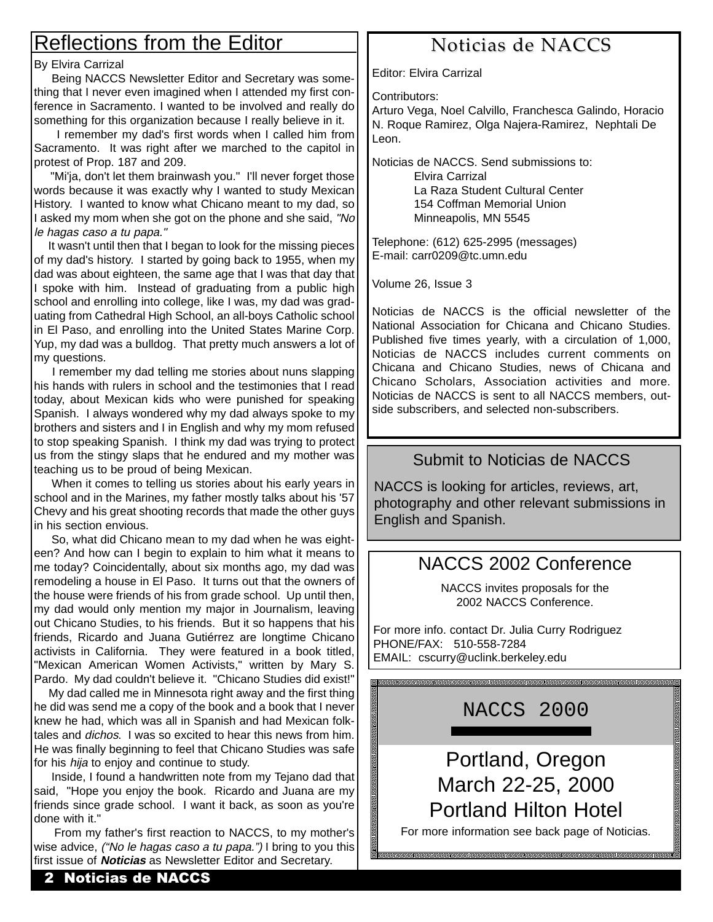## Reflections from the Editor

By Elvira Carrizal

Being NACCS Newsletter Editor and Secretary was something that I never even imagined when I attended my first conference in Sacramento. I wanted to be involved and really do something for this organization because I really believe in it.

I remember my dad's first words when I called him from Sacramento. It was right after we marched to the capitol in protest of Prop. 187 and 209.

"Mi'ja, don't let them brainwash you." I'll never forget those words because it was exactly why I wanted to study Mexican History. I wanted to know what Chicano meant to my dad, so I asked my mom when she got on the phone and she said, *"No le hagas caso a tu papa."*

It wasn't until then that I began to look for the missing pieces of my dad's history. I started by going back to 1955, when my dad was about eighteen, the same age that I was that day that I spoke with him. Instead of graduating from a public high school and enrolling into college, like I was, my dad was graduating from Cathedral High School, an all-boys Catholic school in El Paso, and enrolling into the United States Marine Corp. Yup, my dad was a bulldog. That pretty much answers a lot of my questions.

I remember my dad telling me stories about nuns slapping his hands with rulers in school and the testimonies that I read today, about Mexican kids who were punished for speaking Spanish. I always wondered why my dad always spoke to my brothers and sisters and I in English and why my mom refused to stop speaking Spanish. I think my dad was trying to protect us from the stingy slaps that he endured and my mother was teaching us to be proud of being Mexican.

When it comes to telling us stories about his early years in school and in the Marines, my father mostly talks about his '57 Chevy and his great shooting records that made the other guys in his section envious.

So, what did Chicano mean to my dad when he was eighteen? And how can I begin to explain to him what it means to me today? Coincidentally, about six months ago, my dad was remodeling a house in El Paso. It turns out that the owners of the house were friends of his from grade school. Up until then, my dad would only mention my major in Journalism, leaving out Chicano Studies, to his friends. But it so happens that his friends, Ricardo and Juana Gutiérrez are longtime Chicano activists in California. They were featured in a book titled, "Mexican American Women Activists," written by Mary S. Pardo. My dad couldn't believe it. "Chicano Studies did exist!"

My dad called me in Minnesota right away and the first thing he did was send me a copy of the book and a book that I never knew he had, which was all in Spanish and had Mexican folktales and *dichos*. I was so excited to hear this news from him. He was finally beginning to feel that Chicano Studies was safe for his *hija* to enjoy and continue to study.

Inside, I found a handwritten note from my Tejano dad that said, "Hope you enjoy the book. Ricardo and Juana are my friends since grade school. I want it back, as soon as you're done with it."

From my father's first reaction to NACCS, to my mother's wise advice, *("No le hagas caso a tu papa.")* I bring to you this first issue of ***Noticias*** as Newsletter Editor and Secretary.

## Noticias de NACCS

Editor: Elvira Carrizal

Contributors:
Arturo Vega, Noel Calvillo, Franchesca Galindo, Horacio N. Roque Ramirez, Olga Najera-Ramirez, Nephtali De Leon.

Noticias de NACCS. Send submissions to:
Elvira Carrizal
La Raza Student Cultural Center
154 Coffman Memorial Union
Minneapolis, MN 5545

Telephone: (612) 625-2995 (messages)
E-mail: carr0209@tc.umn.edu

Volume 26, Issue 3

Noticias de NACCS is the official newsletter of the National Association for Chicana and Chicano Studies. Published five times yearly, with a circulation of 1,000, Noticias de NACCS includes current comments on Chicana and Chicano Studies, news of Chicana and Chicano Scholars, Association activities and more. Noticias de NACCS is sent to all NACCS members, outside subscribers, and selected non-subscribers.

## Submit to Noticias de NACCS

NACCS is looking for articles, reviews, art, photography and other relevant submissions in English and Spanish.

## NACCS 2002 Conference

NACCS invites proposals for the 2002 NACCS Conference.

For more info. contact Dr. Julia Curry Rodriguez
PHONE/FAX: 510-558-7284
EMAIL: cscurry@uclink.berkeley.edu

## NACCS 2000

Portland, Oregon
March 22-25, 2000
Portland Hilton Hotel

For more information see back page of Noticias.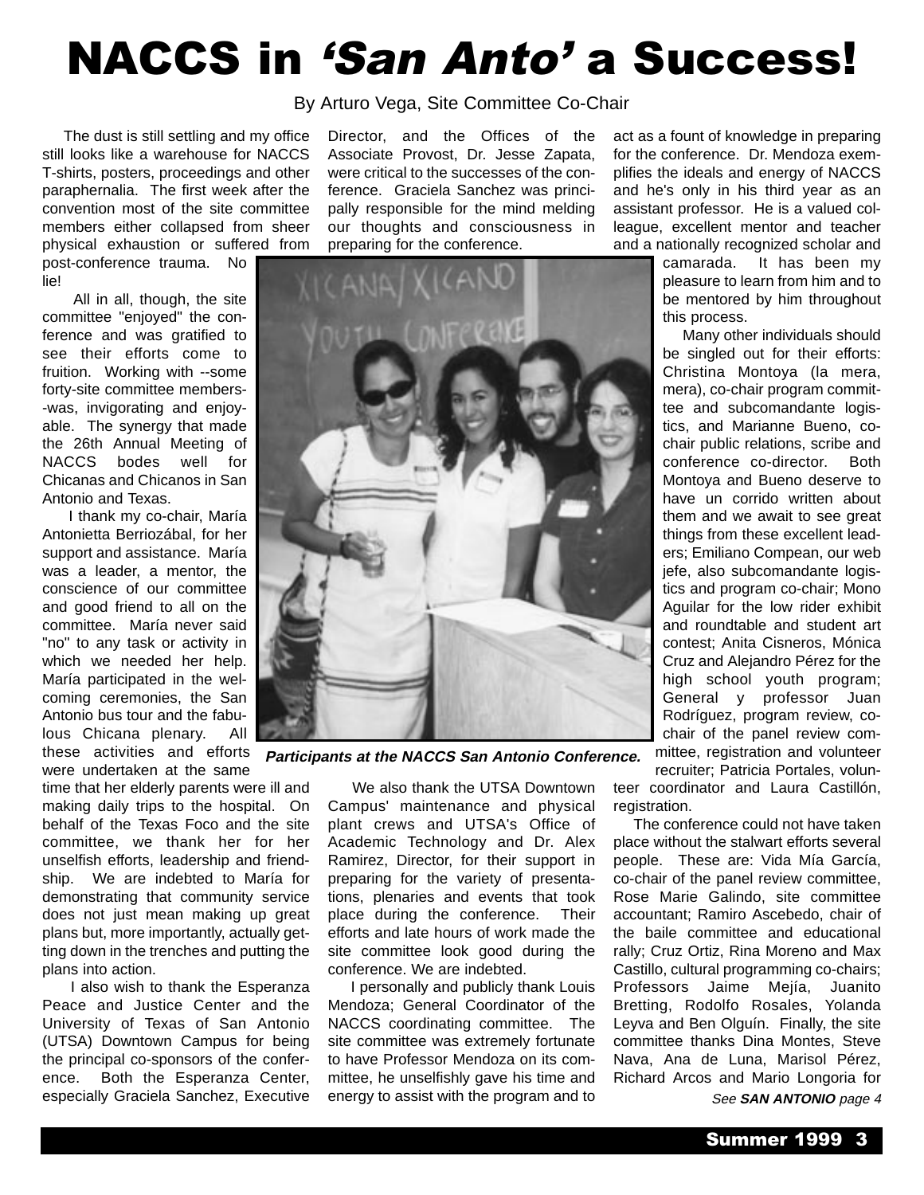# NACCS in *'San Anto'* a Success!

By Arturo Vega, Site Committee Co-Chair

The dust is still settling and my office still looks like a warehouse for NACCS T-shirts, posters, proceedings and other paraphernalia. The first week after the convention most of the site committee members either collapsed from sheer physical exhaustion or suffered from post-conference trauma. No lie!

All in all, though, the site committee "enjoyed" the conference and was gratified to see their efforts come to fruition. Working with --some forty-site committee members--was, invigorating and enjoyable. The synergy that made the 26th Annual Meeting of NACCS bodes well for Chicanas and Chicanos in San Antonio and Texas.

I thank my co-chair, María Antonietta Berriozábal, for her support and assistance. María was a leader, a mentor, the conscience of our committee and good friend to all on the committee. María never said "no" to any task or activity in which we needed her help. María participated in the welcoming ceremonies, the San Antonio bus tour and the fabulous Chicana plenary. All these activities and efforts were undertaken at the same time that her elderly parents were ill and making daily trips to the hospital. On behalf of the Texas Foco and the site committee, we thank her for her unselfish efforts, leadership and friendship. We are indebted to María for demonstrating that community service does not just mean making up great plans but, more importantly, actually getting down in the trenches and putting the plans into action.

I also wish to thank the Esperanza Peace and Justice Center and the University of Texas of San Antonio (UTSA) Downtown Campus for being the principal co-sponsors of the conference. Both the Esperanza Center, especially Graciela Sanchez, Executive Director, and the Offices of the Associate Provost, Dr. Jesse Zapata, were critical to the successes of the conference. Graciela Sanchez was principally responsible for the mind melding our thoughts and consciousness in preparing for the conference.

***Participants at the NACCS San Antonio Conference.***

We also thank the UTSA Downtown Campus' maintenance and physical plant crews and UTSA's Office of Academic Technology and Dr. Alex Ramirez, Director, for their support in preparing for the variety of presentations, plenaries and events that took place during the conference. Their efforts and late hours of work made the site committee look good during the conference. We are indebted.

I personally and publicly thank Louis Mendoza; General Coordinator of the NACCS coordinating committee. The site committee was extremely fortunate to have Professor Mendoza on its committee, he unselfishly gave his time and energy to assist with the program and to act as a fount of knowledge in preparing for the conference. Dr. Mendoza exemplifies the ideals and energy of NACCS and he's only in his third year as an assistant professor. He is a valued colleague, excellent mentor and teacher and a nationally recognized scholar and camarada. It has been my pleasure to learn from him and to be mentored by him throughout this process.

Many other individuals should be singled out for their efforts: Christina Montoya (la mera, mera), co-chair program committee and subcomandante logistics, and Marianne Bueno, co-chair public relations, scribe and conference co-director. Both Montoya and Bueno deserve to have un corrido written about them and we await to see great things from these excellent leaders; Emiliano Compean, our web jefe, also subcomandante logistics and program co-chair; Mono Aguilar for the low rider exhibit and roundtable and student art contest; Anita Cisneros, Mónica Cruz and Alejandro Pérez for the high school youth program; General y professor Juan Rodríguez, program review, co-chair of the panel review committee, registration and volunteer recruiter; Patricia Portales, volunteer coordinator and Laura Castillón, registration.

The conference could not have taken place without the stalwart efforts several people. These are: Vida Mía García, co-chair of the panel review committee, Rose Marie Galindo, site committee accountant; Ramiro Ascebedo, chair of the baile committee and educational rally; Cruz Ortiz, Rina Moreno and Max Castillo, cultural programming co-chairs; Professors Jaime Mejía, Juanito Bretting, Rodolfo Rosales, Yolanda Leyva and Ben Olguín. Finally, the site committee thanks Dina Montes, Steve Nava, Ana de Luna, Marisol Pérez, Richard Arcos and Mario Longoria for

*See **SAN ANTONIO** page 4*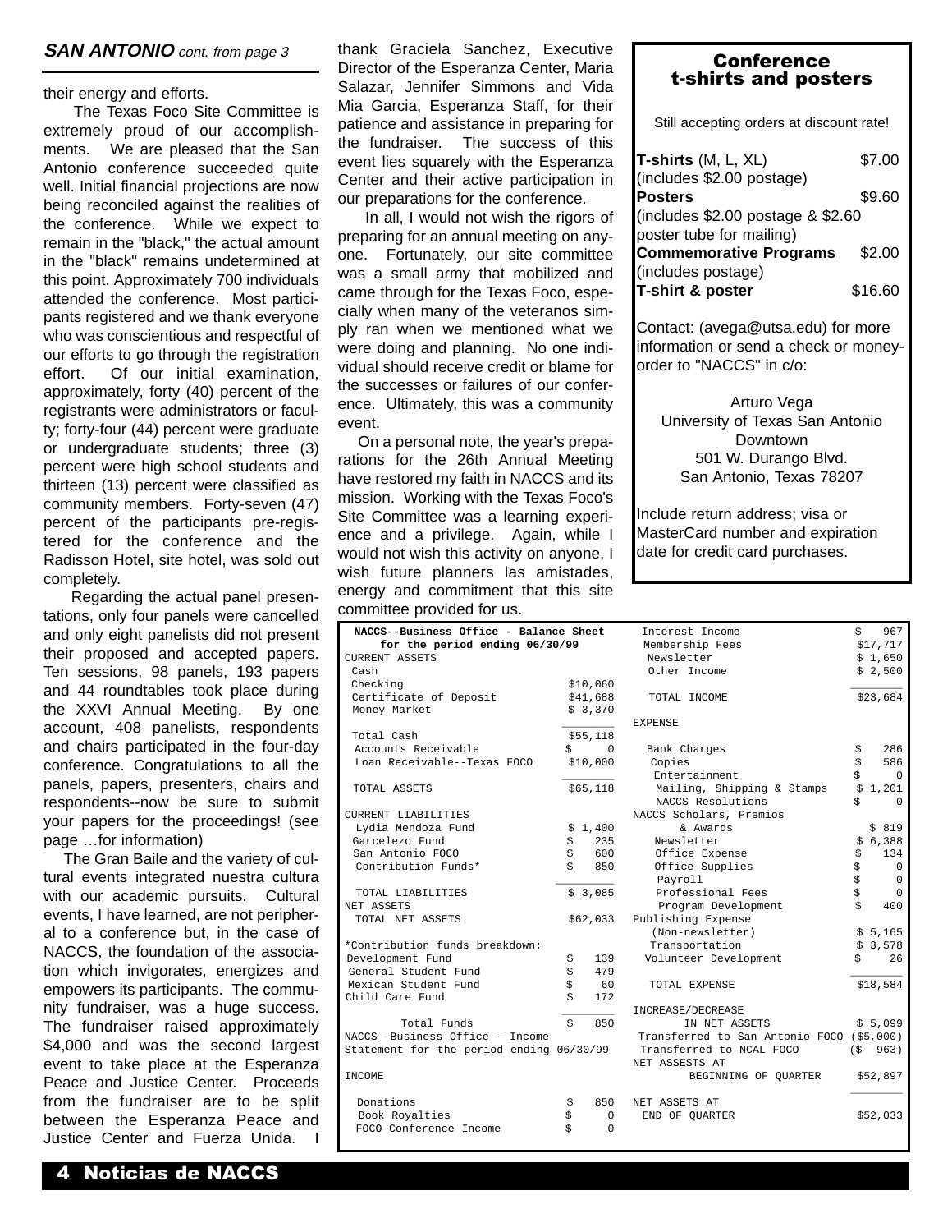**SAN ANTONIO** *cont. from page 3*

their energy and efforts.

The Texas Foco Site Committee is extremely proud of our accomplishments. We are pleased that the San Antonio conference succeeded quite well. Initial financial projections are now being reconciled against the realities of the conference. While we expect to remain in the "black," the actual amount in the "black" remains undetermined at this point. Approximately 700 individuals attended the conference. Most participants registered and we thank everyone who was conscientious and respectful of our efforts to go through the registration effort. Of our initial examination, approximately, forty (40) percent of the registrants were administrators or faculty; forty-four (44) percent were graduate or undergraduate students; three (3) percent were high school students and thirteen (13) percent were classified as community members. Forty-seven (47) percent of the participants pre-registered for the conference and the Radisson Hotel, site hotel, was sold out completely.

Regarding the actual panel presentations, only four panels were cancelled and only eight panelists did not present their proposed and accepted papers. Ten sessions, 98 panels, 193 papers and 44 roundtables took place during the XXVI Annual Meeting. By one account, 408 panelists, respondents and chairs participated in the four-day conference. Congratulations to all the panels, papers, presenters, chairs and respondents--now be sure to submit your papers for the proceedings! (see page …for information)

The Gran Baile and the variety of cultural events integrated nuestra cultura with our academic pursuits. Cultural events, I have learned, are not peripheral to a conference but, in the case of NACCS, the foundation of the association which invigorates, energizes and empowers its participants. The community fundraiser, was a huge success. The fundraiser raised approximately $4,000 and was the second largest event to take place at the Esperanza Peace and Justice Center. Proceeds from the fundraiser are to be split between the Esperanza Peace and Justice Center and Fuerza Unida. I thank Graciela Sanchez, Executive Director of the Esperanza Center, Maria Salazar, Jennifer Simmons and Vida Mia Garcia, Esperanza Staff, for their patience and assistance in preparing for the fundraiser. The success of this event lies squarely with the Esperanza Center and their active participation in our preparations for the conference.

In all, I would not wish the rigors of preparing for an annual meeting on anyone. Fortunately, our site committee was a small army that mobilized and came through for the Texas Foco, especially when many of the veteranos simply ran when we mentioned what we were doing and planning. No one individual should receive credit or blame for the successes or failures of our conference. Ultimately, this was a community event.

On a personal note, the year's preparations for the 26th Annual Meeting have restored my faith in NACCS and its mission. Working with the Texas Foco's Site Committee was a learning experience and a privilege. Again, while I would not wish this activity on anyone, I wish future planners las amistades, energy and commitment that this site committee provided for us.

## Conference t-shirts and posters

Still accepting orders at discount rate!

| Item | Price |
|---|---|
| **T-shirts** (M, L, XL) (includes $2.00 postage) | $7.00 |
| **Posters** (includes $2.00 postage & $2.60 poster tube for mailing) | $9.60 |
| **Commemorative Programs** (includes postage) | $2.00 |
| **T-shirt & poster** | $16.60 |

Contact: (avega@utsa.edu) for more information or send a check or money-order to "NACCS" in c/o:

Arturo Vega
University of Texas San Antonio
Downtown
501 W. Durango Blvd.
San Antonio, Texas 78207

Include return address; visa or MasterCard number and expiration date for credit card purchases.

**NACCS--Business Office - Balance Sheet for the period ending 06/30/99**

| | |
|---|---|
| CURRENT ASSETS | |
| Cash | |
| Checking | $10,060 |
| Certificate of Deposit | $41,688 |
| Money Market | $ 3,370 |
| Total Cash | $55,118 |
| Accounts Receivable | $ 0 |
| Loan Receivable--Texas FOCO | $10,000 |
| TOTAL ASSETS | $65,118 |
| CURRENT LIABILITIES | |
| Lydia Mendoza Fund | $ 1,400 |
| Garcelezo Fund | $ 235 |
| San Antonio FOCO | $ 600 |
| Contribution Funds* | $ 850 |
| TOTAL LIABILITIES | $ 3,085 |
| NET ASSETS | |
| TOTAL NET ASSETS | $62,033 |
| *Contribution funds breakdown: | |
| Development Fund | $ 139 |
| General Student Fund | $ 479 |
| Mexican Student Fund | $ 60 |
| Child Care Fund | $ 172 |
| Total Funds | $ 850 |

**NACCS--Business Office - Income Statement for the period ending 06/30/99**

| | |
|---|---|
| INCOME | |
| Donations | $ 850 |
| Book Royalties | $ 0 |
| FOCO Conference Income | $ 0 |
| Interest Income | $ 967 |
| Membership Fees | $17,717 |
| Newsletter | $ 1,650 |
| Other Income | $ 2,500 |
| TOTAL INCOME | $23,684 |
| EXPENSE | |
| Bank Charges | $ 286 |
| Copies | $ 586 |
| Entertainment | $ 0 |
| Mailing, Shipping & Stamps | $ 1,201 |
| NACCS Resolutions | $ 0 |
| NACCS Scholars, Premios & Awards | $ 819 |
| Newsletter | $ 6,388 |
| Office Expense | $ 134 |
| Office Supplies | $ 0 |
| Payroll | $ 0 |
| Professional Fees | $ 0 |
| Program Development | $ 400 |
| Publishing Expense (Non-newsletter) | $ 5,165 |
| Transportation | $ 3,578 |
| Volunteer Development | $ 26 |
| TOTAL EXPENSE | $18,584 |
| INCREASE/DECREASE IN NET ASSETS | $ 5,099 |
| Transferred to San Antonio FOCO | ($5,000) |
| Transferred to NCAL FOCO | ($ 963) |
| NET ASSETS AT BEGINNING OF QUARTER | $52,897 |
| NET ASSETS AT END OF QUARTER | $52,033 |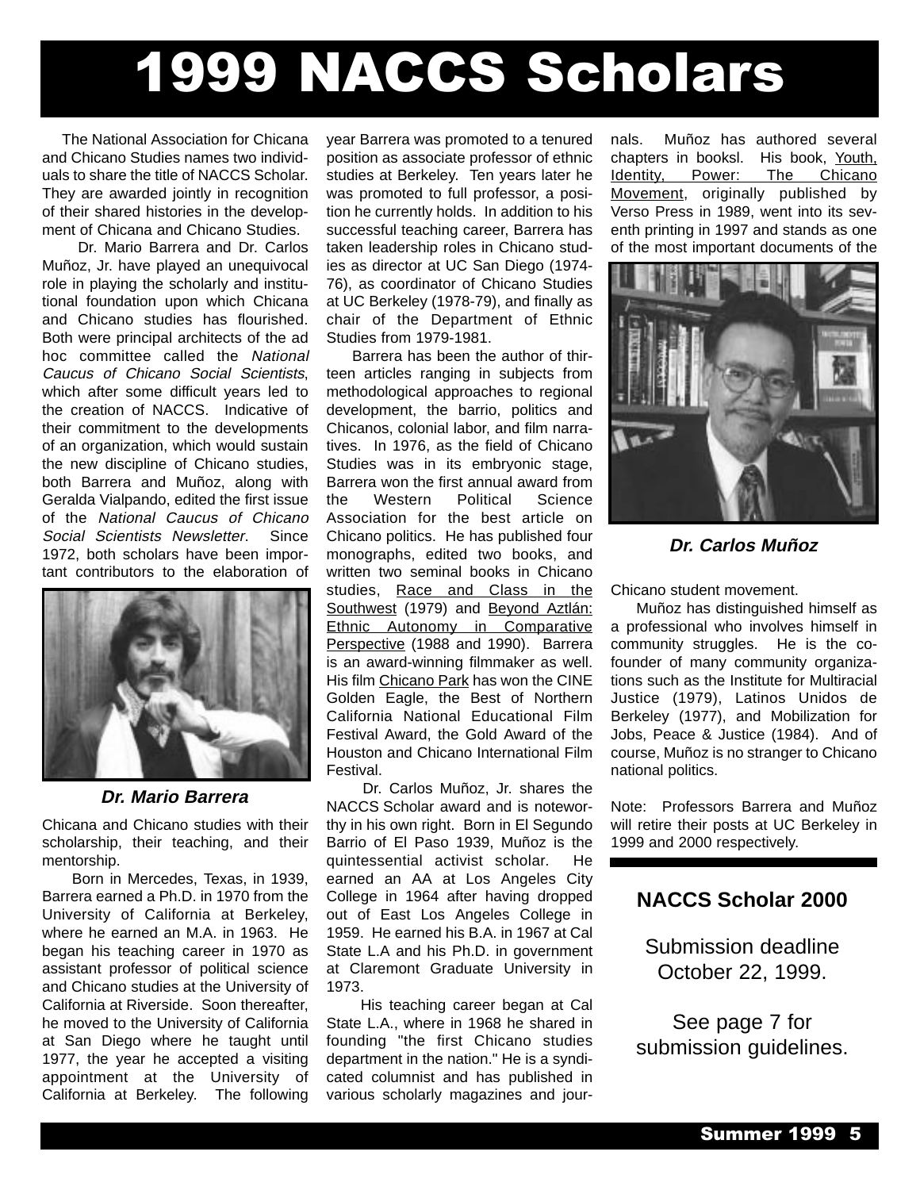# 1999 NACCS Scholars

The National Association for Chicana and Chicano Studies names two individuals to share the title of NACCS Scholar. They are awarded jointly in recognition of their shared histories in the development of Chicana and Chicano Studies.

Dr. Mario Barrera and Dr. Carlos Muñoz, Jr. have played an unequivocal role in playing the scholarly and institutional foundation upon which Chicana and Chicano studies has flourished. Both were principal architects of the ad hoc committee called the *National Caucus of Chicano Social Scientists*, which after some difficult years led to the creation of NACCS. Indicative of their commitment to the developments of an organization, which would sustain the new discipline of Chicano studies, both Barrera and Muñoz, along with Geralda Vialpando, edited the first issue of the *National Caucus of Chicano Social Scientists Newsletter*. Since 1972, both scholars have been important contributors to the elaboration of Chicana and Chicano studies with their scholarship, their teaching, and their mentorship.

***Dr. Mario Barrera***

Born in Mercedes, Texas, in 1939, Barrera earned a Ph.D. in 1970 from the University of California at Berkeley, where he earned an M.A. in 1963. He began his teaching career in 1970 as assistant professor of political science and Chicano studies at the University of California at Riverside. Soon thereafter, he moved to the University of California at San Diego where he taught until 1977, the year he accepted a visiting appointment at the University of California at Berkeley. The following year Barrera was promoted to a tenured position as associate professor of ethnic studies at Berkeley. Ten years later he was promoted to full professor, a position he currently holds. In addition to his successful teaching career, Barrera has taken leadership roles in Chicano studies as director at UC San Diego (1974-76), as coordinator of Chicano Studies at UC Berkeley (1978-79), and finally as chair of the Department of Ethnic Studies from 1979-1981.

Barrera has been the author of thirteen articles ranging in subjects from methodological approaches to regional development, the barrio, politics and Chicanos, colonial labor, and film narratives. In 1976, as the field of Chicano Studies was in its embryonic stage, Barrera won the first annual award from the Western Political Science Association for the best article on Chicano politics. He has published four monographs, edited two books, and written two seminal books in Chicano studies, Race and Class in the Southwest (1979) and Beyond Aztlán: Ethnic Autonomy in Comparative Perspective (1988 and 1990). Barrera is an award-winning filmmaker as well. His film Chicano Park has won the CINE Golden Eagle, the Best of Northern California National Educational Film Festival Award, the Gold Award of the Houston and Chicano International Film Festival.

Dr. Carlos Muñoz, Jr. shares the NACCS Scholar award and is noteworthy in his own right. Born in El Segundo Barrio of El Paso 1939, Muñoz is the quintessential activist scholar. He earned an AA at Los Angeles City College in 1964 after having dropped out of East Los Angeles College in 1959. He earned his B.A. in 1967 at Cal State L.A and his Ph.D. in government at Claremont Graduate University in 1973.

His teaching career began at Cal State L.A., where in 1968 he shared in founding "the first Chicano studies department in the nation." He is a syndicated columnist and has published in various scholarly magazines and journals. Muñoz has authored several chapters in booksl. His book, Youth, Identity, Power: The Chicano Movement, originally published by Verso Press in 1989, went into its seventh printing in 1997 and stands as one of the most important documents of the Chicano student movement.

***Dr. Carlos Muñoz***

Muñoz has distinguished himself as a professional who involves himself in community struggles. He is the co-founder of many community organizations such as the Institute for Multiracial Justice (1979), Latinos Unidos de Berkeley (1977), and Mobilization for Jobs, Peace & Justice (1984). And of course, Muñoz is no stranger to Chicano national politics.

Note: Professors Barrera and Muñoz will retire their posts at UC Berkeley in 1999 and 2000 respectively.

**NACCS Scholar 2000**

Submission deadline October 22, 1999.

See page 7 for submission guidelines.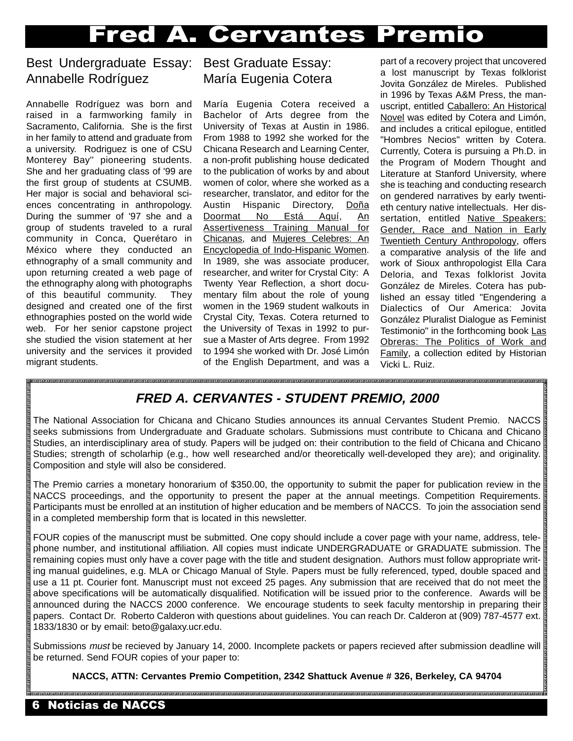# Fred A. Cervantes Premio

## Best Undergraduate Essay: Annabelle Rodríguez

Annabelle Rodríguez was born and raised in a farmworking family in Sacramento, California. She is the first in her family to attend and graduate from a university. Rodriguez is one of CSU Monterey Bay'' pioneering students. She and her graduating class of '99 are the first group of students at CSUMB. Her major is social and behavioral sciences concentrating in anthropology. During the summer of '97 she and a group of students traveled to a rural community in Conca, Querétaro in México where they conducted an ethnography of a small community and upon returning created a web page of the ethnography along with photographs of this beautiful community. They designed and created one of the first ethnographies posted on the world wide web. For her senior capstone project she studied the vision statement at her university and the services it provided migrant students.

## Best Graduate Essay: María Eugenia Cotera

María Eugenia Cotera received a Bachelor of Arts degree from the University of Texas at Austin in 1986. From 1988 to 1992 she worked for the Chicana Research and Learning Center, a non-profit publishing house dedicated to the publication of works by and about women of color, where she worked as a researcher, translator, and editor for the Austin Hispanic Directory, Doña Doormat No Está Aquí, An Assertiveness Training Manual for Chicanas, and Mujeres Celebres: An Encyclopedia of Indo-Hispanic Women. In 1989, she was associate producer, researcher, and writer for Crystal City: A Twenty Year Reflection, a short documentary film about the role of young women in the 1969 student walkouts in Crystal City, Texas. Cotera returned to the University of Texas in 1992 to pursue a Master of Arts degree. From 1992 to 1994 she worked with Dr. José Limón of the English Department, and was a part of a recovery project that uncovered a lost manuscript by Texas folklorist Jovita González de Mireles. Published in 1996 by Texas A&M Press, the manuscript, entitled Caballero: An Historical Novel was edited by Cotera and Limón, and includes a critical epilogue, entitled "Hombres Necios" written by Cotera. Currently, Cotera is pursuing a Ph.D. in the Program of Modern Thought and Literature at Stanford University, where she is teaching and conducting research on gendered narratives by early twentieth century native intellectuals. Her dissertation, entitled Native Speakers: Gender, Race and Nation in Early Twentieth Century Anthropology, offers a comparative analysis of the life and work of Sioux anthropologist Ella Cara Deloria, and Texas folklorist Jovita González de Mireles. Cotera has published an essay titled "Engendering a Dialectics of Our America: Jovita González Pluralist Dialogue as Feminist Testimonio" in the forthcoming book Las Obreras: The Politics of Work and Family, a collection edited by Historian Vicki L. Ruiz.

---

### *FRED A. CERVANTES - STUDENT PREMIO, 2000*

The National Association for Chicana and Chicano Studies announces its annual Cervantes Student Premio. NACCS seeks submissions from Undergraduate and Graduate scholars. Submissions must contribute to Chicana and Chicano Studies, an interdisciplinary area of study. Papers will be judged on: their contribution to the field of Chicana and Chicano Studies; strength of scholarhip (e.g., how well researched and/or theoretically well-developed they are); and originality. Composition and style will also be considered.

The Premio carries a monetary honorarium of $350.00, the opportunity to submit the paper for publication review in the NACCS proceedings, and the opportunity to present the paper at the annual meetings. Competition Requirements. Participants must be enrolled at an institution of higher education and be members of NACCS. To join the association send in a completed membership form that is located in this newsletter.

FOUR copies of the manuscript must be submitted. One copy should include a cover page with your name, address, telephone number, and institutional affiliation. All copies must indicate UNDERGRADUATE or GRADUATE submission. The remaining copies must only have a cover page with the title and student designation. Authors must follow appropriate writing manual guidelines, e.g. MLA or Chicago Manual of Style. Papers must be fully referenced, typed, double spaced and use a 11 pt. Courier font. Manuscript must not exceed 25 pages. Any submission that are received that do not meet the above specifications will be automatically disqualified. Notification will be issued prior to the conference. Awards will be announced during the NACCS 2000 conference. We encourage students to seek faculty mentorship in preparing their papers. Contact Dr. Roberto Calderon with questions about guidelines. You can reach Dr. Calderon at (909) 787-4577 ext. 1833/1830 or by email: beto@galaxy.ucr.edu.

Submissions *must* be recieved by January 14, 2000. Incomplete packets or papers recieved after submission deadline will be returned. Send FOUR copies of your paper to:

**NACCS, ATTN: Cervantes Premio Competition, 2342 Shattuck Avenue # 326, Berkeley, CA 94704**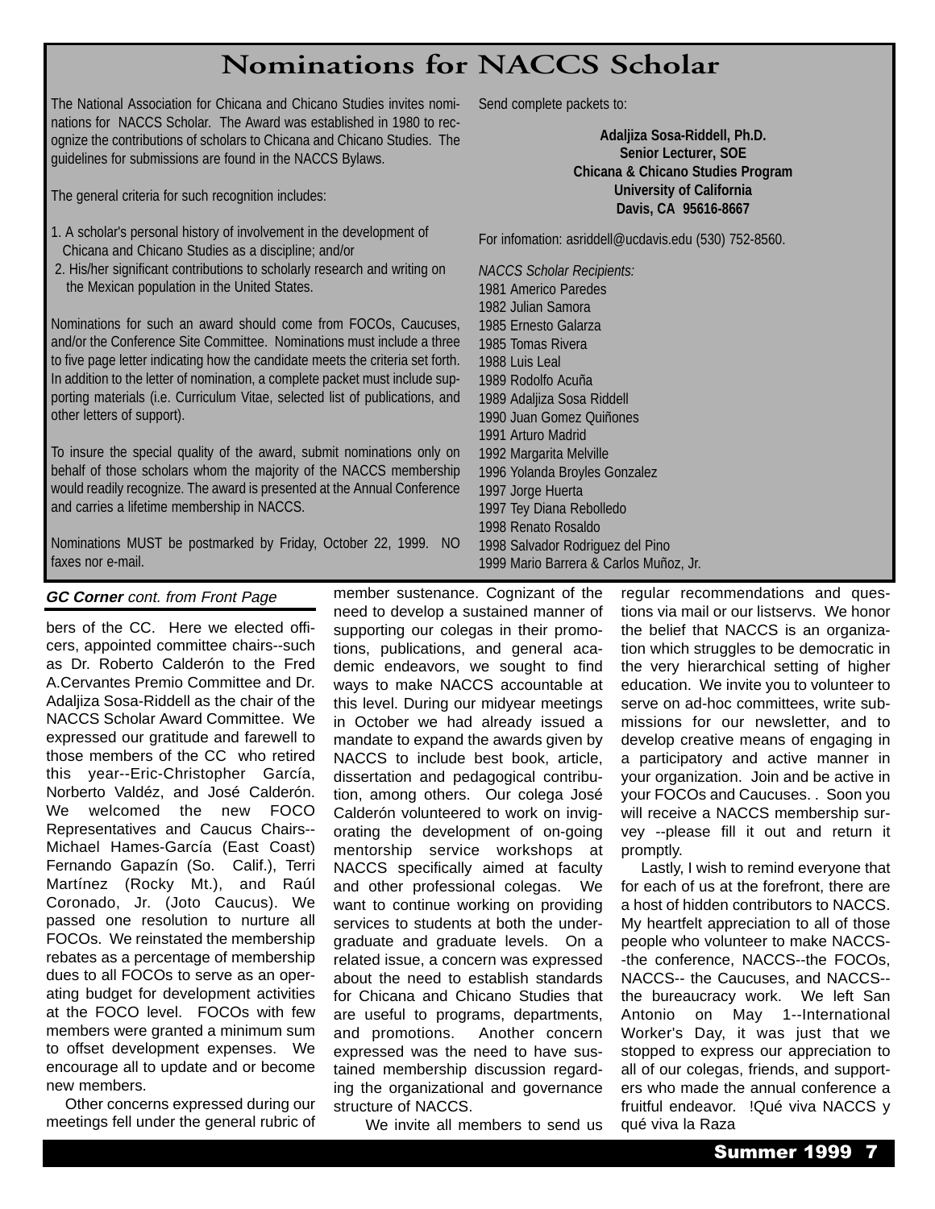# Nominations for NACCS Scholar

The National Association for Chicana and Chicano Studies invites nominations for NACCS Scholar. The Award was established in 1980 to recognize the contributions of scholars to Chicana and Chicano Studies. The guidelines for submissions are found in the NACCS Bylaws.

The general criteria for such recognition includes:

1. A scholar's personal history of involvement in the development of Chicana and Chicano Studies as a discipline; and/or
2. His/her significant contributions to scholarly research and writing on the Mexican population in the United States.

Nominations for such an award should come from FOCOs, Caucuses, and/or the Conference Site Committee. Nominations must include a three to five page letter indicating how the candidate meets the criteria set forth. In addition to the letter of nomination, a complete packet must include supporting materials (i.e. Curriculum Vitae, selected list of publications, and other letters of support).

To insure the special quality of the award, submit nominations only on behalf of those scholars whom the majority of the NACCS membership would readily recognize. The award is presented at the Annual Conference and carries a lifetime membership in NACCS.

Nominations MUST be postmarked by Friday, October 22, 1999. NO faxes nor e-mail.

Send complete packets to:

**Adaljiza Sosa-Riddell, Ph.D.**
**Senior Lecturer, SOE**
**Chicana & Chicano Studies Program**
**University of California**
**Davis, CA 95616-8667**

For infomation: asriddell@ucdavis.edu (530) 752-8560.

*NACCS Scholar Recipients:*
1981 Americo Paredes
1982 Julian Samora
1985 Ernesto Galarza
1985 Tomas Rivera
1988 Luis Leal
1989 Rodolfo Acuña
1989 Adaljiza Sosa Riddell
1990 Juan Gomez Quiñones
1991 Arturo Madrid
1992 Margarita Melville
1996 Yolanda Broyles Gonzalez
1997 Jorge Huerta
1997 Tey Diana Rebolledo
1998 Renato Rosaldo
1998 Salvador Rodriguez del Pino
1999 Mario Barrera & Carlos Muñoz, Jr.

***GC Corner** cont. from Front Page*

bers of the CC. Here we elected officers, appointed committee chairs--such as Dr. Roberto Calderón to the Fred A.Cervantes Premio Committee and Dr. Adaljiza Sosa-Riddell as the chair of the NACCS Scholar Award Committee. We expressed our gratitude and farewell to those members of the CC who retired this year--Eric-Christopher García, Norberto Valdéz, and José Calderón. We welcomed the new FOCO Representatives and Caucus Chairs--Michael Hames-García (East Coast) Fernando Gapazín (So. Calif.), Terri Martínez (Rocky Mt.), and Raúl Coronado, Jr. (Joto Caucus). We passed one resolution to nurture all FOCOs. We reinstated the membership rebates as a percentage of membership dues to all FOCOs to serve as an operating budget for development activities at the FOCO level. FOCOs with few members were granted a minimum sum to offset development expenses. We encourage all to update and or become new members.

Other concerns expressed during our meetings fell under the general rubric of member sustenance. Cognizant of the need to develop a sustained manner of supporting our colegas in their promotions, publications, and general academic endeavors, we sought to find ways to make NACCS accountable at this level. During our midyear meetings in October we had already issued a mandate to expand the awards given by NACCS to include best book, article, dissertation and pedagogical contribution, among others. Our colega José Calderón volunteered to work on invigorating the development of on-going mentorship service workshops at NACCS specifically aimed at faculty and other professional colegas. We want to continue working on providing services to students at both the undergraduate and graduate levels. On a related issue, a concern was expressed about the need to establish standards for Chicana and Chicano Studies that are useful to programs, departments, and promotions. Another concern expressed was the need to have sustained membership discussion regarding the organizational and governance structure of NACCS.

We invite all members to send us regular recommendations and questions via mail or our listservs. We honor the belief that NACCS is an organization which struggles to be democratic in the very hierarchical setting of higher education. We invite you to volunteer to serve on ad-hoc committees, write submissions for our newsletter, and to develop creative means of engaging in a participatory and active manner in your organization. Join and be active in your FOCOs and Caucuses. . Soon you will receive a NACCS membership survey --please fill it out and return it promptly.

Lastly, I wish to remind everyone that for each of us at the forefront, there are a host of hidden contributors to NACCS. My heartfelt appreciation to all of those people who volunteer to make NACCS--the conference, NACCS--the FOCOs, NACCS-- the Caucuses, and NACCS--the bureaucracy work. We left San Antonio on May 1--International Worker's Day, it was just that we stopped to express our appreciation to all of our colegas, friends, and supporters who made the annual conference a fruitful endeavor. !Qué viva NACCS y qué viva la Raza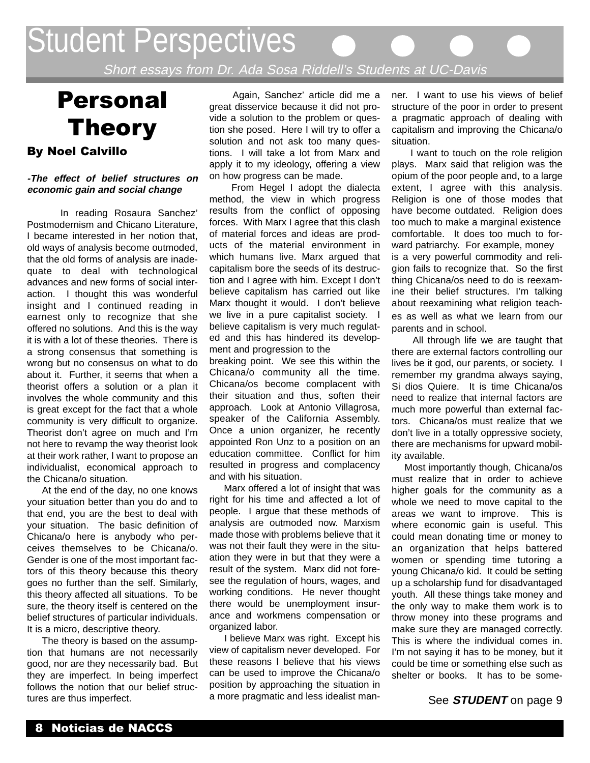# Student Perspectives

*Short essays from Dr. Ada Sosa Riddell's Students at UC-Davis*

## Personal Theory

### By Noel Calvillo

***-The effect of belief structures on economic gain and social change***

In reading Rosaura Sanchez' Postmodernism and Chicano Literature, I became interested in her notion that, old ways of analysis become outmoded, that the old forms of analysis are inadequate to deal with technological advances and new forms of social interaction. I thought this was wonderful insight and I continued reading in earnest only to recognize that she offered no solutions. And this is the way it is with a lot of these theories. There is a strong consensus that something is wrong but no consensus on what to do about it. Further, it seems that when a theorist offers a solution or a plan it involves the whole community and this is great except for the fact that a whole community is very difficult to organize. Theorist don't agree on much and I'm not here to revamp the way theorist look at their work rather, I want to propose an individualist, economical approach to the Chicana/o situation.

At the end of the day, no one knows your situation better than you do and to that end, you are the best to deal with your situation. The basic definition of Chicana/o here is anybody who perceives themselves to be Chicana/o. Gender is one of the most important factors of this theory because this theory goes no further than the self. Similarly, this theory affected all situations. To be sure, the theory itself is centered on the belief structures of particular individuals. It is a micro, descriptive theory.

The theory is based on the assumption that humans are not necessarily good, nor are they necessarily bad. But they are imperfect. In being imperfect follows the notion that our belief structures are thus imperfect.

Again, Sanchez' article did me a great disservice because it did not provide a solution to the problem or question she posed. Here I will try to offer a solution and not ask too many questions. I will take a lot from Marx and apply it to my ideology, offering a view on how progress can be made.

From Hegel I adopt the dialecta method, the view in which progress results from the conflict of opposing forces. With Marx I agree that this clash of material forces and ideas are products of the material environment in which humans live. Marx argued that capitalism bore the seeds of its destruction and I agree with him. Except I don't believe capitalism has carried out like Marx thought it would. I don't believe we live in a pure capitalist society. I believe capitalism is very much regulated and this has hindered its development and progression to the breaking point. We see this within the Chicana/o community all the time. Chicana/os become complacent with their situation and thus, soften their approach. Look at Antonio Villagrosa, speaker of the California Assembly. Once a union organizer, he recently appointed Ron Unz to a position on an education committee. Conflict for him resulted in progress and complacency and with his situation.

Marx offered a lot of insight that was right for his time and affected a lot of people. I argue that these methods of analysis are outmoded now. Marxism made those with problems believe that it was not their fault they were in the situation they were in but that they were a result of the system. Marx did not foresee the regulation of hours, wages, and working conditions. He never thought there would be unemployment insurance and workmens compensation or organized labor.

I believe Marx was right. Except his view of capitalism never developed. For these reasons I believe that his views can be used to improve the Chicana/o position by approaching the situation in a more pragmatic and less idealist manner. I want to use his views of belief structure of the poor in order to present a pragmatic approach of dealing with capitalism and improving the Chicana/o situation.

I want to touch on the role religion plays. Marx said that religion was the opium of the poor people and, to a large extent, I agree with this analysis. Religion is one of those modes that have become outdated. Religion does too much to make a marginal existence comfortable. It does too much to forward patriarchy. For example, money is a very powerful commodity and religion fails to recognize that. So the first thing Chicana/os need to do is reexamine their belief structures. I'm talking about reexamining what religion teaches as well as what we learn from our parents and in school.

All through life we are taught that there are external factors controlling our lives be it god, our parents, or society. I remember my grandma always saying, Si dios Quiere. It is time Chicana/os need to realize that internal factors are much more powerful than external factors. Chicana/os must realize that we don't live in a totally oppressive society, there are mechanisms for upward mobility available.

Most importantly though, Chicana/os must realize that in order to achieve higher goals for the community as a whole we need to move capital to the areas we want to improve. This is where economic gain is useful. This could mean donating time or money to an organization that helps battered women or spending time tutoring a young Chicana/o kid. It could be setting up a scholarship fund for disadvantaged youth. All these things take money and the only way to make them work is to throw money into these programs and make sure they are managed correctly. This is where the individual comes in. I'm not saying it has to be money, but it could be time or something else such as shelter or books. It has to be some-

See ***STUDENT*** on page 9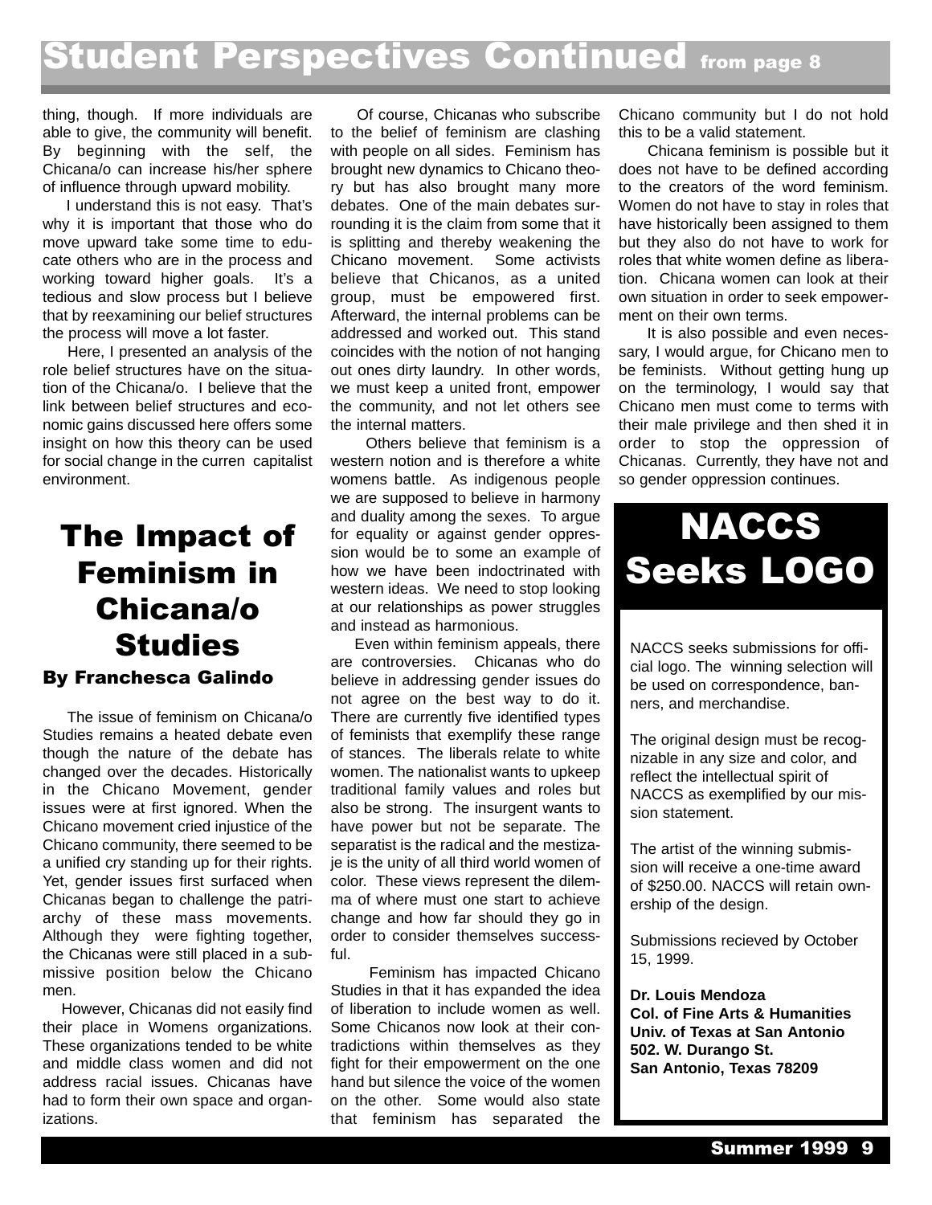## Student Perspectives Continued from page 8

thing, though. If more individuals are able to give, the community will benefit. By beginning with the self, the Chicana/o can increase his/her sphere of influence through upward mobility.

I understand this is not easy. That's why it is important that those who do move upward take some time to educate others who are in the process and working toward higher goals. It's a tedious and slow process but I believe that by reexamining our belief structures the process will move a lot faster.

Here, I presented an analysis of the role belief structures have on the situation of the Chicana/o. I believe that the link between belief structures and economic gains discussed here offers some insight on how this theory can be used for social change in the curren capitalist environment.

# The Impact of Feminism in Chicana/o Studies

### By Franchesca Galindo

The issue of feminism on Chicana/o Studies remains a heated debate even though the nature of the debate has changed over the decades. Historically in the Chicano Movement, gender issues were at first ignored. When the Chicano movement cried injustice of the Chicano community, there seemed to be a unified cry standing up for their rights. Yet, gender issues first surfaced when Chicanas began to challenge the patriarchy of these mass movements. Although they were fighting together, the Chicanas were still placed in a submissive position below the Chicano men.

However, Chicanas did not easily find their place in Womens organizations. These organizations tended to be white and middle class women and did not address racial issues. Chicanas have had to form their own space and organizations.

Of course, Chicanas who subscribe to the belief of feminism are clashing with people on all sides. Feminism has brought new dynamics to Chicano theory but has also brought many more debates. One of the main debates surrounding it is the claim from some that it is splitting and thereby weakening the Chicano movement. Some activists believe that Chicanos, as a united group, must be empowered first. Afterward, the internal problems can be addressed and worked out. This stand coincides with the notion of not hanging out ones dirty laundry. In other words, we must keep a united front, empower the community, and not let others see the internal matters.

Others believe that feminism is a western notion and is therefore a white womens battle. As indigenous people we are supposed to believe in harmony and duality among the sexes. To argue for equality or against gender oppression would be to some an example of how we have been indoctrinated with western ideas. We need to stop looking at our relationships as power struggles and instead as harmonious.

Even within feminism appeals, there are controversies. Chicanas who do believe in addressing gender issues do not agree on the best way to do it. There are currently five identified types of feminists that exemplify these range of stances. The liberals relate to white women. The nationalist wants to upkeep traditional family values and roles but also be strong. The insurgent wants to have power but not be separate. The separatist is the radical and the mestizaje is the unity of all third world women of color. These views represent the dilemma of where must one start to achieve change and how far should they go in order to consider themselves successful.

Feminism has impacted Chicano Studies in that it has expanded the idea of liberation to include women as well. Some Chicanos now look at their contradictions within themselves as they fight for their empowerment on the one hand but silence the voice of the women on the other. Some would also state that feminism has separated the Chicano community but I do not hold this to be a valid statement.

Chicana feminism is possible but it does not have to be defined according to the creators of the word feminism. Women do not have to stay in roles that have historically been assigned to them but they also do not have to work for roles that white women define as liberation. Chicana women can look at their own situation in order to seek empowerment on their own terms.

It is also possible and even necessary, I would argue, for Chicano men to be feminists. Without getting hung up on the terminology, I would say that Chicano men must come to terms with their male privilege and then shed it in order to stop the oppression of Chicanas. Currently, they have not and so gender oppression continues.

# NACCS Seeks LOGO

NACCS seeks submissions for official logo. The winning selection will be used on correspondence, banners, and merchandise.

The original design must be recognizable in any size and color, and reflect the intellectual spirit of NACCS as exemplified by our mission statement.

The artist of the winning submission will receive a one-time award of $250.00. NACCS will retain ownership of the design.

Submissions recieved by October 15, 1999.

**Dr. Louis Mendoza**
**Col. of Fine Arts & Humanities**
**Univ. of Texas at San Antonio**
**502. W. Durango St.**
**San Antonio, Texas 78209**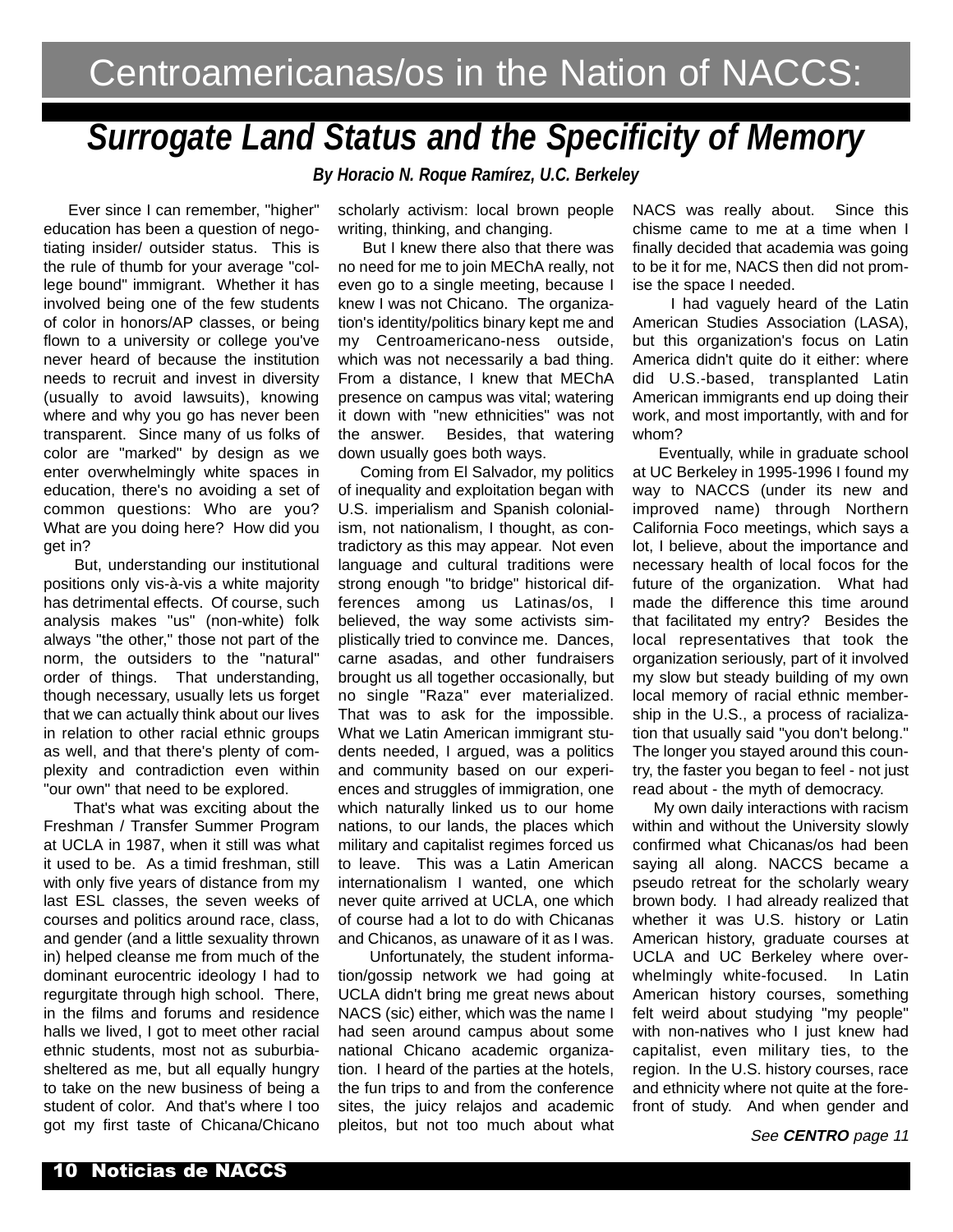# Centroamericanas/os in the Nation of NACCS:

## *Surrogate Land Status and the Specificity of Memory*

***By Horacio N. Roque Ramírez, U.C. Berkeley***

Ever since I can remember, "higher" education has been a question of negotiating insider/ outsider status. This is the rule of thumb for your average "college bound" immigrant. Whether it has involved being one of the few students of color in honors/AP classes, or being flown to a university or college you've never heard of because the institution needs to recruit and invest in diversity (usually to avoid lawsuits), knowing where and why you go has never been transparent. Since many of us folks of color are "marked" by design as we enter overwhelmingly white spaces in education, there's no avoiding a set of common questions: Who are you? What are you doing here? How did you get in?

But, understanding our institutional positions only vis-à-vis a white majority has detrimental effects. Of course, such analysis makes "us" (non-white) folk always "the other," those not part of the norm, the outsiders to the "natural" order of things. That understanding, though necessary, usually lets us forget that we can actually think about our lives in relation to other racial ethnic groups as well, and that there's plenty of complexity and contradiction even within "our own" that need to be explored.

That's what was exciting about the Freshman / Transfer Summer Program at UCLA in 1987, when it still was what it used to be. As a timid freshman, still with only five years of distance from my last ESL classes, the seven weeks of courses and politics around race, class, and gender (and a little sexuality thrown in) helped cleanse me from much of the dominant eurocentric ideology I had to regurgitate through high school. There, in the films and forums and residence halls we lived, I got to meet other racial ethnic students, most not as suburbia-sheltered as me, but all equally hungry to take on the new business of being a student of color. And that's where I too got my first taste of Chicana/Chicano scholarly activism: local brown people writing, thinking, and changing.

But I knew there also that there was no need for me to join MEChA really, not even go to a single meeting, because I knew I was not Chicano. The organization's identity/politics binary kept me and my Centroamericano-ness outside, which was not necessarily a bad thing. From a distance, I knew that MEChA presence on campus was vital; watering it down with "new ethnicities" was not the answer. Besides, that watering down usually goes both ways.

Coming from El Salvador, my politics of inequality and exploitation began with U.S. imperialism and Spanish colonialism, not nationalism, I thought, as contradictory as this may appear. Not even language and cultural traditions were strong enough "to bridge" historical differences among us Latinas/os, I believed, the way some activists simplistically tried to convince me. Dances, carne asadas, and other fundraisers brought us all together occasionally, but no single "Raza" ever materialized. That was to ask for the impossible. What we Latin American immigrant students needed, I argued, was a politics and community based on our experiences and struggles of immigration, one which naturally linked us to our home nations, to our lands, the places which military and capitalist regimes forced us to leave. This was a Latin American internationalism I wanted, one which never quite arrived at UCLA, one which of course had a lot to do with Chicanas and Chicanos, as unaware of it as I was.

Unfortunately, the student information/gossip network we had going at UCLA didn't bring me great news about NACS (sic) either, which was the name I had seen around campus about some national Chicano academic organization. I heard of the parties at the hotels, the fun trips to and from the conference sites, the juicy relajos and academic pleitos, but not too much about what NACS was really about. Since this chisme came to me at a time when I finally decided that academia was going to be it for me, NACS then did not promise the space I needed.

I had vaguely heard of the Latin American Studies Association (LASA), but this organization's focus on Latin America didn't quite do it either: where did U.S.-based, transplanted Latin American immigrants end up doing their work, and most importantly, with and for whom?

Eventually, while in graduate school at UC Berkeley in 1995-1996 I found my way to NACCS (under its new and improved name) through Northern California Foco meetings, which says a lot, I believe, about the importance and necessary health of local focos for the future of the organization. What had made the difference this time around that facilitated my entry? Besides the local representatives that took the organization seriously, part of it involved my slow but steady building of my own local memory of racial ethnic membership in the U.S., a process of racialization that usually said "you don't belong." The longer you stayed around this country, the faster you began to feel - not just read about - the myth of democracy.

My own daily interactions with racism within and without the University slowly confirmed what Chicanas/os had been saying all along. NACCS became a pseudo retreat for the scholarly weary brown body. I had already realized that whether it was U.S. history or Latin American history, graduate courses at UCLA and UC Berkeley where overwhelmingly white-focused. In Latin American history courses, something felt weird about studying "my people" with non-natives who I just knew had capitalist, even military ties, to the region. In the U.S. history courses, race and ethnicity where not quite at the forefront of study. And when gender and

*See **CENTRO** page 11*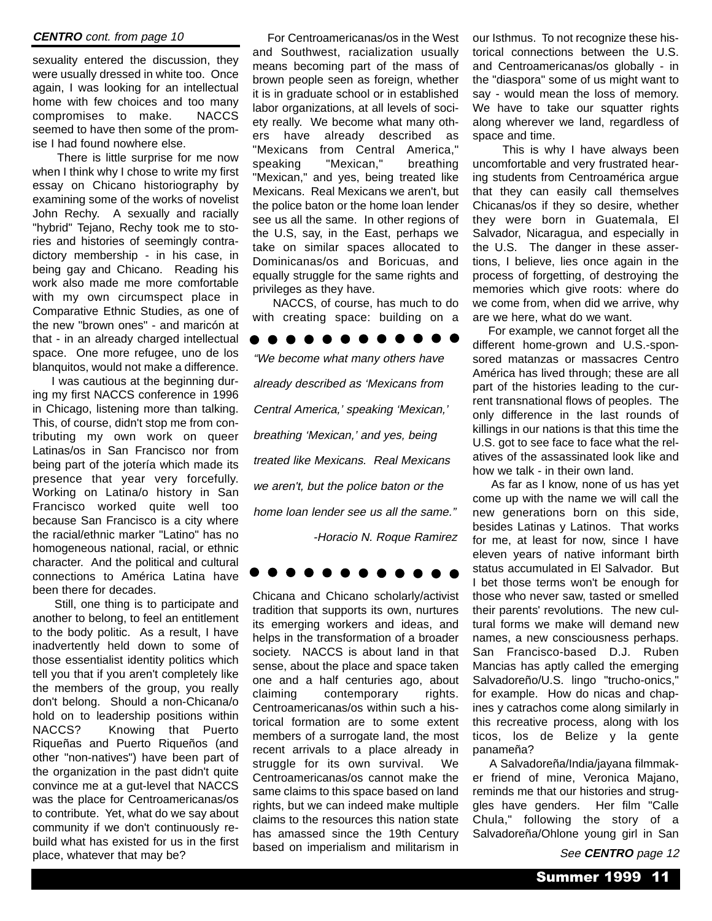*CENTRO cont. from page 10*

sexuality entered the discussion, they were usually dressed in white too. Once again, I was looking for an intellectual home with few choices and too many compromises to make. NACCS seemed to have then some of the promise I had found nowhere else.

There is little surprise for me now when I think why I chose to write my first essay on Chicano historiography by examining some of the works of novelist John Rechy. A sexually and racially "hybrid" Tejano, Rechy took me to stories and histories of seemingly contradictory membership - in his case, in being gay and Chicano. Reading his work also made me more comfortable with my own circumspect place in Comparative Ethnic Studies, as one of the new "brown ones" - and maricón at that - in an already charged intellectual space. One more refugee, uno de los blanquitos, would not make a difference.

I was cautious at the beginning during my first NACCS conference in 1996 in Chicago, listening more than talking. This, of course, didn't stop me from contributing my own work on queer Latinas/os in San Francisco nor from being part of the jotería which made its presence that year very forcefully. Working on Latina/o history in San Francisco worked quite well too because San Francisco is a city where the racial/ethnic marker "Latino" has no homogeneous national, racial, or ethnic character. And the political and cultural connections to América Latina have been there for decades.

Still, one thing is to participate and another to belong, to feel an entitlement to the body politic. As a result, I have inadvertently held down to some of those essentialist identity politics which tell you that if you aren't completely like the members of the group, you really don't belong. Should a non-Chicana/o hold on to leadership positions within NACCS? Knowing that Puerto Riqueñas and Puerto Riqueños (and other "non-natives") have been part of the organization in the past didn't quite convince me at a gut-level that NACCS was the place for Centroamericanas/os to contribute. Yet, what do we say about community if we don't continuously rebuild what has existed for us in the first place, whatever that may be?

For Centroamericanas/os in the West and Southwest, racialization usually means becoming part of the mass of brown people seen as foreign, whether it is in graduate school or in established labor organizations, at all levels of society really. We become what many others have already described as "Mexicans from Central America," speaking "Mexican," breathing "Mexican," and yes, being treated like Mexicans. Real Mexicans we aren't, but the police baton or the home loan lender see us all the same. In other regions of the U.S, say, in the East, perhaps we take on similar spaces allocated to Dominicanas/os and Boricuas, and equally struggle for the same rights and privileges as they have.

NACCS, of course, has much to do with creating space: building on a Chicana and Chicano scholarly/activist tradition that supports its own, nurtures its emerging workers and ideas, and helps in the transformation of a broader society. NACCS is about land in that sense, about the place and space taken one and a half centuries ago, about claiming contemporary rights. Centroamericanas/os within such a historical formation are to some extent members of a surrogate land, the most recent arrivals to a place already in struggle for its own survival. We Centroamericanas/os cannot make the same claims to this space based on land rights, but we can indeed make multiple claims to the resources this nation state has amassed since the 19th Century based on imperialism and militarism in our Isthmus. To not recognize these historical connections between the U.S. and Centroamericanas/os globally - in the "diaspora" some of us might want to say - would mean the loss of memory. We have to take our squatter rights along wherever we land, regardless of space and time.

> *"We become what many others have already described as 'Mexicans from Central America,' speaking 'Mexican,' breathing 'Mexican,' and yes, being treated like Mexicans. Real Mexicans we aren't, but the police baton or the home loan lender see us all the same."*
>
> *-Horacio N. Roque Ramirez*

This is why I have always been uncomfortable and very frustrated hearing students from Centroamérica argue that they can easily call themselves Chicanas/os if they so desire, whether they were born in Guatemala, El Salvador, Nicaragua, and especially in the U.S. The danger in these assertions, I believe, lies once again in the process of forgetting, of destroying the memories which give roots: where do we come from, when did we arrive, why are we here, what do we want.

For example, we cannot forget all the different home-grown and U.S.-sponsored matanzas or massacres Centro América has lived through; these are all part of the histories leading to the current transnational flows of peoples. The only difference in the last rounds of killings in our nations is that this time the U.S. got to see face to face what the relatives of the assassinated look like and how we talk - in their own land.

As far as I know, none of us has yet come up with the name we will call the new generations born on this side, besides Latinas y Latinos. That works for me, at least for now, since I have eleven years of native informant birth status accumulated in El Salvador. But I bet those terms won't be enough for those who never saw, tasted or smelled their parents' revolutions. The new cultural forms we make will demand new names, a new consciousness perhaps. San Francisco-based D.J. Ruben Mancias has aptly called the emerging Salvadoreño/U.S. lingo "trucho-onics," for example. How do nicas and chapines y catrachos come along similarly in this recreative process, along with los ticos, los de Belize y la gente panameña?

A Salvadoreña/India/jayana filmmaker friend of mine, Veronica Majano, reminds me that our histories and struggles have genders. Her film "Calle Chula," following the story of a Salvadoreña/Ohlone young girl in San

*See **CENTRO** page 12*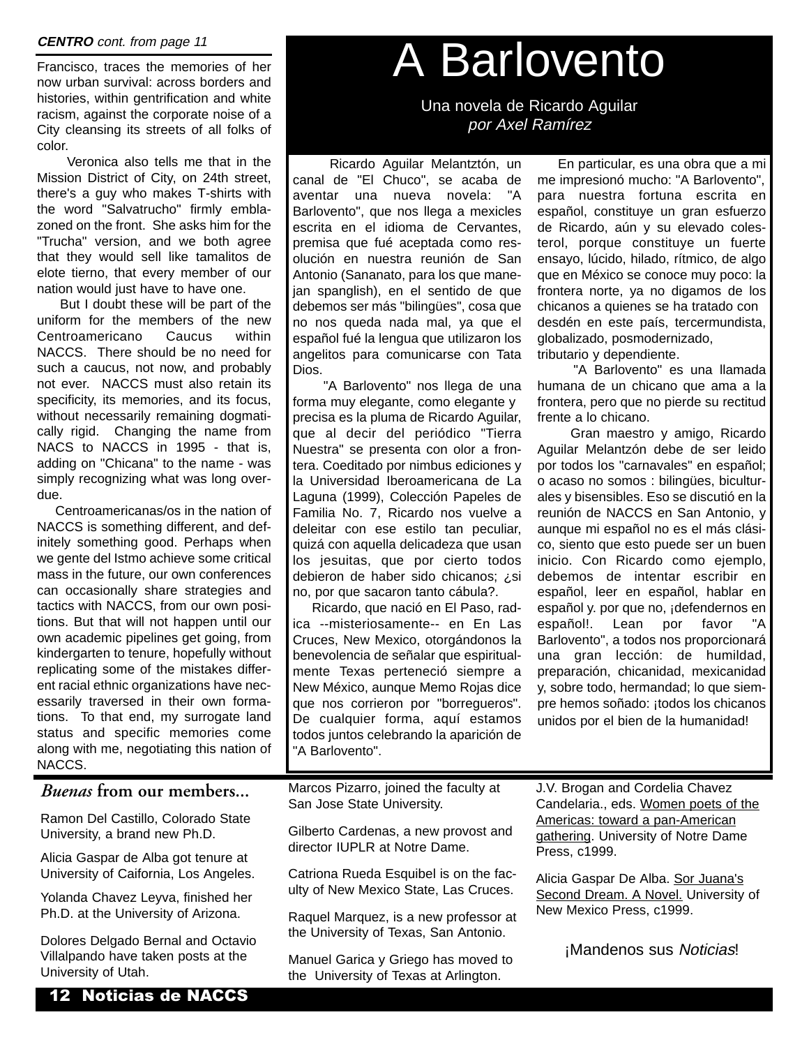**CENTRO** *cont. from page 11*

Francisco, traces the memories of her now urban survival: across borders and histories, within gentrification and white racism, against the corporate noise of a City cleansing its streets of all folks of color.

Veronica also tells me that in the Mission District of City, on 24th street, there's a guy who makes T-shirts with the word "Salvatrucho" firmly emblazoned on the front. She asks him for the "Trucha" version, and we both agree that they would sell like tamalitos de elote tierno, that every member of our nation would just have to have one.

But I doubt these will be part of the uniform for the members of the new Centroamericano Caucus within NACCS. There should be no need for such a caucus, not now, and probably not ever. NACCS must also retain its specificity, its memories, and its focus, without necessarily remaining dogmatically rigid. Changing the name from NACS to NACCS in 1995 - that is, adding on "Chicana" to the name - was simply recognizing what was long overdue.

Centroamericanas/os in the nation of NACCS is something different, and definitely something good. Perhaps when we gente del Istmo achieve some critical mass in the future, our own conferences can occasionally share strategies and tactics with NACCS, from our own positions. But that will not happen until our own academic pipelines get going, from kindergarten to tenure, hopefully without replicating some of the mistakes different racial ethnic organizations have necessarily traversed in their own formations. To that end, my surrogate land status and specific memories come along with me, negotiating this nation of NACCS.

# A Barlovento

Una novela de Ricardo Aguilar
*por Axel Ramírez*

Ricardo Aguilar Melantztón, un canal de "El Chuco", se acaba de aventar una nueva novela: "A Barlovento", que nos llega a mexicles escrita en el idioma de Cervantes, premisa que fué aceptada como resolución en nuestra reunión de San Antonio (Sananato, para los que manejan spanglish), en el sentido de que debemos ser más "bilingües", cosa que no nos queda nada mal, ya que el español fué la lengua que utilizaron los angelitos para comunicarse con Tata Dios.

"A Barlovento" nos llega de una forma muy elegante, como elegante y precisa es la pluma de Ricardo Aguilar, que al decir del periódico "Tierra Nuestra" se presenta con olor a frontera. Coeditado por nimbus ediciones y la Universidad Iberoamericana de La Laguna (1999), Colección Papeles de Familia No. 7, Ricardo nos vuelve a deleitar con ese estilo tan peculiar, quizá con aquella delicadeza que usan los jesuitas, que por cierto todos debieron de haber sido chicanos; ¿si no, por que sacaron tanto cábula?.

Ricardo, que nació en El Paso, radica --misteriosamente-- en En Las Cruces, New Mexico, otorgándonos la benevolencia de señalar que espiritualmente Texas perteneció siempre a New México, aunque Memo Rojas dice que nos corrieron por "borregueros". De cualquier forma, aquí estamos todos juntos celebrando la aparición de "A Barlovento".

En particular, es una obra que a mi me impresionó mucho: "A Barlovento", para nuestra fortuna escrita en español, constituye un gran esfuerzo de Ricardo, aún y su elevado colesterol, porque constituye un fuerte ensayo, lúcido, hilado, rítmico, de algo que en México se conoce muy poco: la frontera norte, ya no digamos de los chicanos a quienes se ha tratado con desdén en este país, tercermundista, globalizado, posmodernizado, tributario y dependiente.

"A Barlovento" es una llamada humana de un chicano que ama a la frontera, pero que no pierde su rectitud frente a lo chicano.

Gran maestro y amigo, Ricardo Aguilar Melantzón debe de ser leido por todos los "carnavales" en español; o acaso no somos : bilingües, biculturales y bisensibles. Eso se discutió en la reunión de NACCS en San Antonio, y aunque mi español no es el más clásico, siento que esto puede ser un buen inicio. Con Ricardo como ejemplo, debemos de intentar escribir en español, leer en español, hablar en español y. por que no, ¡defendernos en español!. Lean por favor "A Barlovento", a todos nos proporcionará una gran lección: de humildad, preparación, chicanidad, mexicanidad y, sobre todo, hermandad; lo que siempre hemos soñado: ¡todos los chicanos unidos por el bien de la humanidad!

## *Buenas* from our members...

Ramon Del Castillo, Colorado State University, a brand new Ph.D.

Alicia Gaspar de Alba got tenure at University of Caifornia, Los Angeles.

Yolanda Chavez Leyva, finished her Ph.D. at the University of Arizona.

Dolores Delgado Bernal and Octavio Villalpando have taken posts at the University of Utah.

Marcos Pizarro, joined the faculty at San Jose State University.

Gilberto Cardenas, a new provost and director IUPLR at Notre Dame.

Catriona Rueda Esquibel is on the faculty of New Mexico State, Las Cruces.

Raquel Marquez, is a new professor at the University of Texas, San Antonio.

Manuel Garica y Griego has moved to the University of Texas at Arlington.

J.V. Brogan and Cordelia Chavez Candelaria., eds. Women poets of the Americas: toward a pan-American gathering. University of Notre Dame Press, c1999.

Alicia Gaspar De Alba. Sor Juana's Second Dream. A Novel. University of New Mexico Press, c1999.

¡Mandenos sus *Noticias*!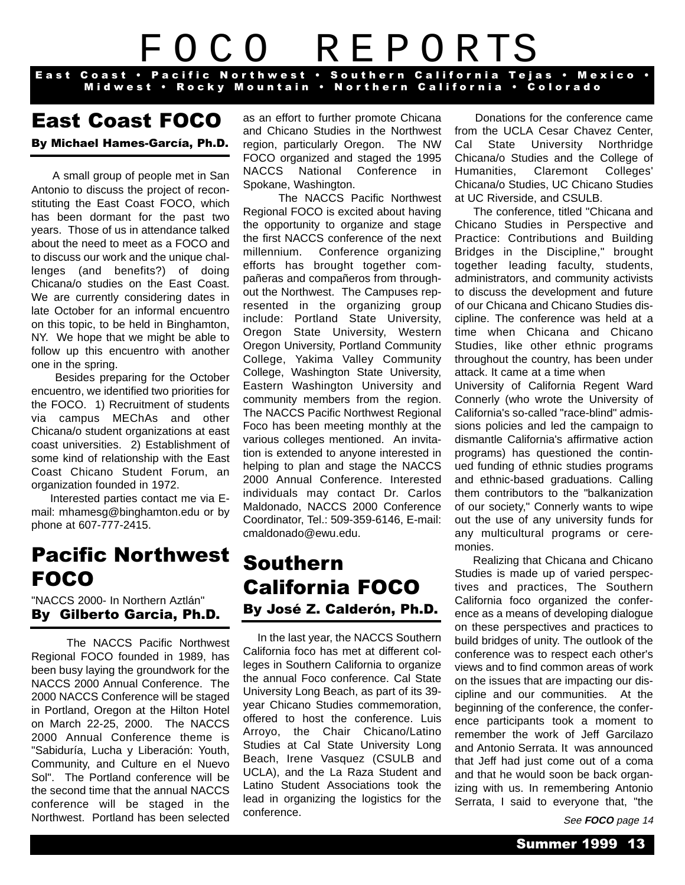# FOCO REPORTS

East Coast • Pacific Northwest • Southern California Tejas • Mexico • Midwest • Rocky Mountain • Northern California • Colorado

## East Coast FOCO

**By Michael Hames-García, Ph.D.**

A small group of people met in San Antonio to discuss the project of reconstituting the East Coast FOCO, which has been dormant for the past two years. Those of us in attendance talked about the need to meet as a FOCO and to discuss our work and the unique challenges (and benefits?) of doing Chicana/o studies on the East Coast. We are currently considering dates in late October for an informal encuentro on this topic, to be held in Binghamton, NY. We hope that we might be able to follow up this encuentro with another one in the spring.

Besides preparing for the October encuentro, we identified two priorities for the FOCO. 1) Recruitment of students via campus MEChAs and other Chicana/o student organizations at east coast universities. 2) Establishment of some kind of relationship with the East Coast Chicano Student Forum, an organization founded in 1972.

Interested parties contact me via E-mail: mhamesg@binghamton.edu or by phone at 607-777-2415.

## Pacific Northwest FOCO

"NACCS 2000- In Northern Aztlán"

**By Gilberto Garcia, Ph.D.**

The NACCS Pacific Northwest Regional FOCO founded in 1989, has been busy laying the groundwork for the NACCS 2000 Annual Conference. The 2000 NACCS Conference will be staged in Portland, Oregon at the Hilton Hotel on March 22-25, 2000. The NACCS 2000 Annual Conference theme is "Sabiduría, Lucha y Liberación: Youth, Community, and Culture en el Nuevo Sol". The Portland conference will be the second time that the annual NACCS conference will be staged in the Northwest. Portland has been selected as an effort to further promote Chicana and Chicano Studies in the Northwest region, particularly Oregon. The NW FOCO organized and staged the 1995 NACCS National Conference in Spokane, Washington.

The NACCS Pacific Northwest Regional FOCO is excited about having the opportunity to organize and stage the first NACCS conference of the next millennium. Conference organizing efforts has brought together compañeras and compañeros from throughout the Northwest. The Campuses represented in the organizing group include: Portland State University, Oregon State University, Western Oregon University, Portland Community College, Yakima Valley Community College, Washington State University, Eastern Washington University and community members from the region. The NACCS Pacific Northwest Regional Foco has been meeting monthly at the various colleges mentioned. An invitation is extended to anyone interested in helping to plan and stage the NACCS 2000 Annual Conference. Interested individuals may contact Dr. Carlos Maldonado, NACCS 2000 Conference Coordinator, Tel.: 509-359-6146, E-mail: cmaldonado@ewu.edu.

## Southern California FOCO

**By José Z. Calderón, Ph.D.**

In the last year, the NACCS Southern California foco has met at different colleges in Southern California to organize the annual Foco conference. Cal State University Long Beach, as part of its 39-year Chicano Studies commemoration, offered to host the conference. Luis Arroyo, the Chair Chicano/Latino Studies at Cal State University Long Beach, Irene Vasquez (CSULB and UCLA), and the La Raza Student and Latino Student Associations took the lead in organizing the logistics for the conference.

Donations for the conference came from the UCLA Cesar Chavez Center, Cal State University Northridge Chicana/o Studies and the College of Humanities, Claremont Colleges' Chicana/o Studies, UC Chicano Studies at UC Riverside, and CSULB.

The conference, titled "Chicana and Chicano Studies in Perspective and Practice: Contributions and Building Bridges in the Discipline," brought together leading faculty, students, administrators, and community activists to discuss the development and future of our Chicana and Chicano Studies discipline. The conference was held at a time when Chicana and Chicano Studies, like other ethnic programs throughout the country, has been under attack. It came at a time when University of California Regent Ward Connerly (who wrote the University of California's so-called "race-blind" admissions policies and led the campaign to dismantle California's affirmative action programs) has questioned the continued funding of ethnic studies programs and ethnic-based graduations. Calling them contributors to the "balkanization of our society," Connerly wants to wipe out the use of any university funds for any multicultural programs or ceremonies.

Realizing that Chicana and Chicano Studies is made up of varied perspectives and practices, The Southern California foco organized the conference as a means of developing dialogue on these perspectives and practices to build bridges of unity. The outlook of the conference was to respect each other's views and to find common areas of work on the issues that are impacting our discipline and our communities. At the beginning of the conference, the conference participants took a moment to remember the work of Jeff Garcilazo and Antonio Serrata. It was announced that Jeff had just come out of a coma and that he would soon be back organizing with us. In remembering Antonio Serrata, I said to everyone that, "the

*See **FOCO** page 14*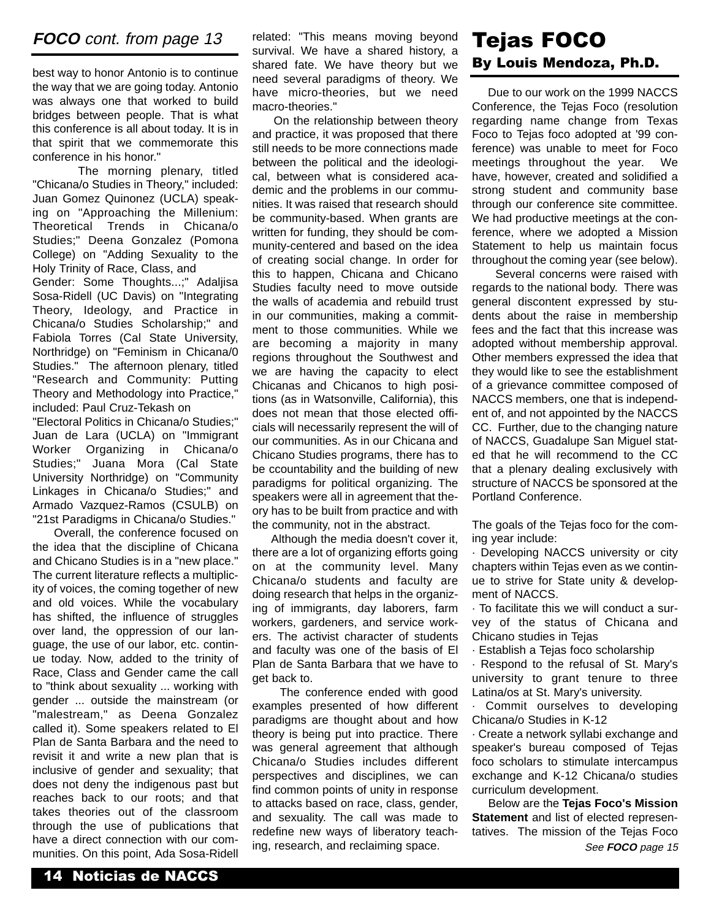## *FOCO cont. from page 13*

best way to honor Antonio is to continue the way that we are going today. Antonio was always one that worked to build bridges between people. That is what this conference is all about today. It is in that spirit that we commemorate this conference in his honor."

The morning plenary, titled "Chicana/o Studies in Theory," included: Juan Gomez Quinonez (UCLA) speaking on "Approaching the Millenium: Theoretical Trends in Chicana/o Studies;" Deena Gonzalez (Pomona College) on "Adding Sexuality to the Holy Trinity of Race, Class, and Gender: Some Thoughts...;" Adaljisa Sosa-Ridell (UC Davis) on "Integrating Theory, Ideology, and Practice in Chicana/o Studies Scholarship;" and Fabiola Torres (Cal State University, Northridge) on "Feminism in Chicana/0 Studies." The afternoon plenary, titled "Research and Community: Putting Theory and Methodology into Practice," included: Paul Cruz-Tekash on "Electoral Politics in Chicana/o Studies;" Juan de Lara (UCLA) on "Immigrant Worker Organizing in Chicana/o Studies;" Juana Mora (Cal State University Northridge) on "Community Linkages in Chicana/o Studies;" and Armado Vazquez-Ramos (CSULB) on "21st Paradigms in Chicana/o Studies."

Overall, the conference focused on the idea that the discipline of Chicana and Chicano Studies is in a "new place." The current literature reflects a multiplicity of voices, the coming together of new and old voices. While the vocabulary has shifted, the influence of struggles over land, the oppression of our language, the use of our labor, etc. continue today. Now, added to the trinity of Race, Class and Gender came the call to "think about sexuality ... working with gender ... outside the mainstream (or "malestream," as Deena Gonzalez called it). Some speakers related to El Plan de Santa Barbara and the need to revisit it and write a new plan that is inclusive of gender and sexuality; that does not deny the indigenous past but reaches back to our roots; and that takes theories out of the classroom through the use of publications that have a direct connection with our communities. On this point, Ada Sosa-Ridell related: "This means moving beyond survival. We have a shared history, a shared fate. We have theory but we need several paradigms of theory. We have micro-theories, but we need macro-theories."

On the relationship between theory and practice, it was proposed that there still needs to be more connections made between the political and the ideological, between what is considered academic and the problems in our communities. It was raised that research should be community-based. When grants are written for funding, they should be community-centered and based on the idea of creating social change. In order for this to happen, Chicana and Chicano Studies faculty need to move outside the walls of academia and rebuild trust in our communities, making a commitment to those communities. While we are becoming a majority in many regions throughout the Southwest and we are having the capacity to elect Chicanas and Chicanos to high positions (as in Watsonville, California), this does not mean that those elected officials will necessarily represent the will of our communities. As in our Chicana and Chicano Studies programs, there has to be ccountability and the building of new paradigms for political organizing. The speakers were all in agreement that theory has to be built from practice and with the community, not in the abstract.

Although the media doesn't cover it, there are a lot of organizing efforts going on at the community level. Many Chicana/o students and faculty are doing research that helps in the organizing of immigrants, day laborers, farm workers, gardeners, and service workers. The activist character of students and faculty was one of the basis of El Plan de Santa Barbara that we have to get back to.

The conference ended with good examples presented of how different paradigms are thought about and how theory is being put into practice. There was general agreement that although Chicana/o Studies includes different perspectives and disciplines, we can find common points of unity in response to attacks based on race, class, gender, and sexuality. The call was made to redefine new ways of liberatory teaching, research, and reclaiming space.

# Tejas FOCO

## By Louis Mendoza, Ph.D.

Due to our work on the 1999 NACCS Conference, the Tejas Foco (resolution regarding name change from Texas Foco to Tejas foco adopted at '99 conference) was unable to meet for Foco meetings throughout the year. We have, however, created and solidified a strong student and community base through our conference site committee. We had productive meetings at the conference, where we adopted a Mission Statement to help us maintain focus throughout the coming year (see below).

Several concerns were raised with regards to the national body. There was general discontent expressed by students about the raise in membership fees and the fact that this increase was adopted without membership approval. Other members expressed the idea that they would like to see the establishment of a grievance committee composed of NACCS members, one that is independent of, and not appointed by the NACCS CC. Further, due to the changing nature of NACCS, Guadalupe San Miguel stated that he will recommend to the CC that a plenary dealing exclusively with structure of NACCS be sponsored at the Portland Conference.

The goals of the Tejas foco for the coming year include:

· Developing NACCS university or city chapters within Tejas even as we continue to strive for State unity & development of NACCS.

· To facilitate this we will conduct a survey of the status of Chicana and Chicano studies in Tejas

· Establish a Tejas foco scholarship

· Respond to the refusal of St. Mary's university to grant tenure to three Latina/os at St. Mary's university.

· Commit ourselves to developing Chicana/o Studies in K-12

· Create a network syllabi exchange and speaker's bureau composed of Tejas foco scholars to stimulate intercampus exchange and K-12 Chicana/o studies curriculum development.

Below are the **Tejas Foco's Mission Statement** and list of elected representatives. The mission of the Tejas Foco

*See **FOCO** page 15*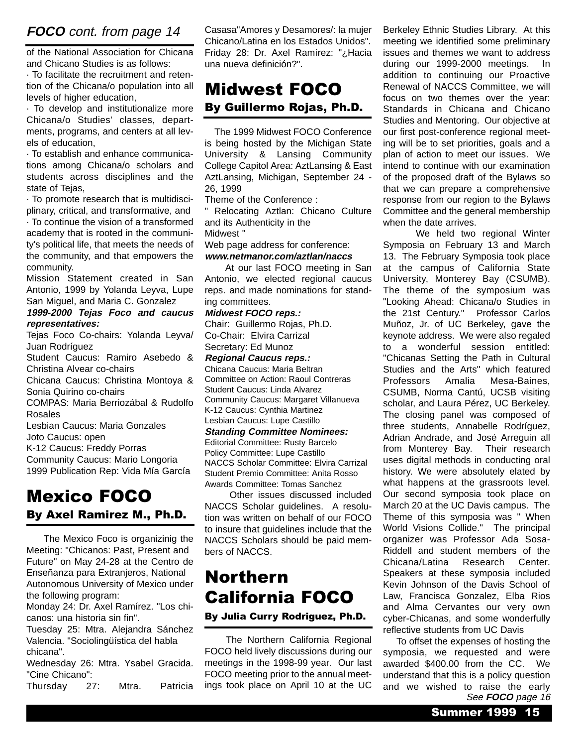## *FOCO cont. from page 14*

of the National Association for Chicana and Chicano Studies is as follows:

· To facilitate the recruitment and retention of the Chicana/o population into all levels of higher education,

· To develop and institutionalize more Chicana/o Studies' classes, departments, programs, and centers at all levels of education,

· To establish and enhance communications among Chicana/o scholars and students across disciplines and the state of Tejas,

· To promote research that is multidisciplinary, critical, and transformative, and

· To continue the vision of a transformed academy that is rooted in the community's political life, that meets the needs of the community, and that empowers the community.

Mission Statement created in San Antonio, 1999 by Yolanda Leyva, Lupe San Miguel, and Maria C. Gonzalez

***1999-2000 Tejas Foco and caucus representatives:***

Tejas Foco Co-chairs: Yolanda Leyva/ Juan Rodríguez

Student Caucus: Ramiro Asebedo & Christina Alvear co-chairs

Chicana Caucus: Christina Montoya & Sonia Quirino co-chairs

COMPAS: Maria Berriozábal & Rudolfo Rosales

Lesbian Caucus: Maria Gonzales

Joto Caucus: open

K-12 Caucus: Freddy Porras

Community Caucus: Mario Longoria

1999 Publication Rep: Vida Mía García

# Mexico FOCO

### By Axel Ramirez M., Ph.D.

The Mexico Foco is organizinig the Meeting: "Chicanos: Past, Present and Future" on May 24-28 at the Centro de Enseñanza para Extranjeros, National Autonomous University of Mexico under the following program:

Monday 24: Dr. Axel Ramírez. "Los chicanos: una historia sin fin".

Tuesday 25: Mtra. Alejandra Sánchez Valencia. "Sociolingüística del habla chicana".

Wednesday 26: Mtra. Ysabel Gracida. "Cine Chicano":

Thursday 27: Mtra. Patricia Casasa"Amores y Desamores/: la mujer Chicano/Latina en los Estados Unidos". Friday 28: Dr. Axel Ramírez: "¿Hacia una nueva definición?".

# Midwest FOCO

### By Guillermo Rojas, Ph.D.

The 1999 Midwest FOCO Conference is being hosted by the Michigan State University & Lansing Community College Capitol Area: AztLansing & East AztLansing, Michigan, September 24 - 26, 1999

Theme of the Conference :

" Relocating Aztlan: Chicano Culture and its Authenticity in the Midwest "

Web page address for conference:
***www.netmanor.com/aztlan/naccs***

At our last FOCO meeting in San Antonio, we elected regional caucus reps. and made nominations for standing committees.

***Midwest FOCO reps.:***

Chair: Guillermo Rojas, Ph.D.

Co-Chair: Elvira Carrizal

Secretary: Ed Munoz

***Regional Caucus reps.:***

Chicana Caucus: Maria Beltran

Committee on Action: Raoul Contreras

Student Caucus: Linda Alvarez

Community Caucus: Margaret Villanueva

K-12 Caucus: Cynthia Martinez

Lesbian Caucus: Lupe Castillo

***Standing Committee Nominees:***

Editorial Committee: Rusty Barcelo

Policy Committee: Lupe Castillo

NACCS Scholar Committee: Elvira Carrizal

Student Premio Committee: Anita Rosso

Awards Committee: Tomas Sanchez

Other issues discussed included NACCS Scholar guidelines. A resolution was written on behalf of our FOCO to insure that guidelines include that the NACCS Scholars should be paid members of NACCS.

# Northern California FOCO

### By Julia Curry Rodriguez, Ph.D.

The Northern California Regional FOCO held lively discussions during our meetings in the 1998-99 year. Our last FOCO meeting prior to the annual meetings took place on April 10 at the UC Berkeley Ethnic Studies Library. At this meeting we identified some preliminary issues and themes we want to address during our 1999-2000 meetings. In addition to continuing our Proactive Renewal of NACCS Committee, we will focus on two themes over the year: Standards in Chicana and Chicano Studies and Mentoring. Our objective at our first post-conference regional meeting will be to set priorities, goals and a plan of action to meet our issues. We intend to continue with our examination of the proposed draft of the Bylaws so that we can prepare a comprehensive response from our region to the Bylaws Committee and the general membership when the date arrives.

We held two regional Winter Symposia on February 13 and March 13. The February Symposia took place at the campus of California State University, Monterey Bay (CSUMB). The theme of the symposium was "Looking Ahead: Chicana/o Studies in the 21st Century." Professor Carlos Muñoz, Jr. of UC Berkeley, gave the keynote address. We were also regaled to a wonderful session entitled: "Chicanas Setting the Path in Cultural Studies and the Arts" which featured Professors Amalia Mesa-Baines, CSUMB, Norma Cantú, UCSB visiting scholar, and Laura Pérez, UC Berkeley. The closing panel was composed of three students, Annabelle Rodríguez, Adrian Andrade, and José Arreguin all from Monterey Bay. Their research uses digital methods in conducting oral history. We were absolutely elated by what happens at the grassroots level. Our second symposia took place on March 20 at the UC Davis campus. The Theme of this symposia was " When World Visions Collide." The principal organizer was Professor Ada Sosa-Riddell and student members of the Chicana/Latina Research Center. Speakers at these symposia included Kevin Johnson of the Davis School of Law, Francisca Gonzalez, Elba Rios and Alma Cervantes our very own cyber-Chicanas, and some wonderfully reflective students from UC Davis

To offset the expenses of hosting the symposia, we requested and were awarded $400.00 from the CC. We understand that this is a policy question and we wished to raise the early

*See **FOCO** page 16*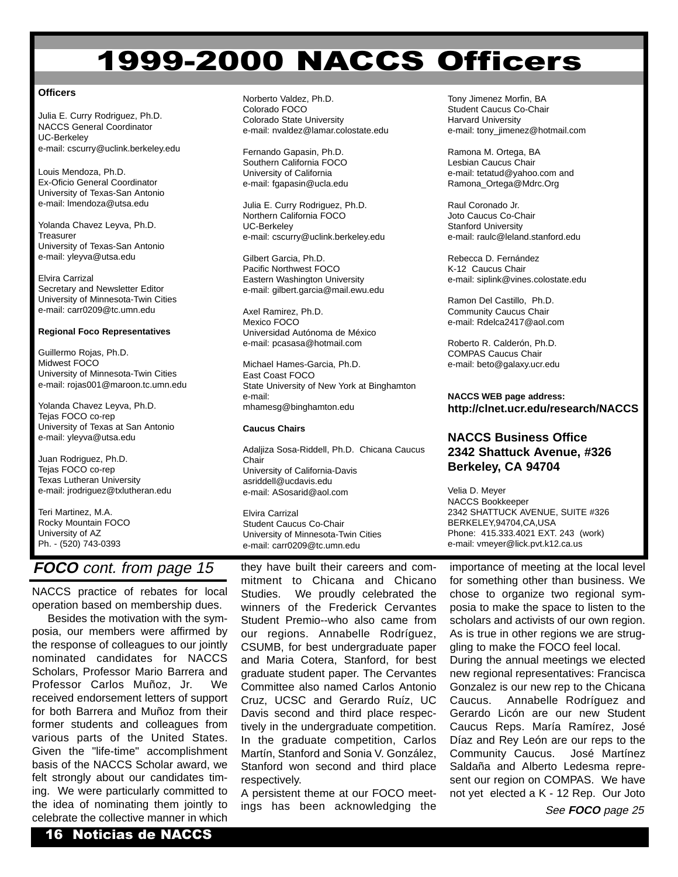# 1999-2000 NACCS Officers

**Officers**

Julia E. Curry Rodriguez, Ph.D.
NACCS General Coordinator
UC-Berkeley
e-mail: cscurry@uclink.berkeley.edu

Louis Mendoza, Ph.D.
Ex-Oficio General Coordinator
University of Texas-San Antonio
e-mail: lmendoza@utsa.edu

Yolanda Chavez Leyva, Ph.D.
Treasurer
University of Texas-San Antonio
e-mail: yleyva@utsa.edu

Elvira Carrizal
Secretary and Newsletter Editor
University of Minnesota-Twin Cities
e-mail: carr0209@tc.umn.edu

**Regional Foco Representatives**

Guillermo Rojas, Ph.D.
Midwest FOCO
University of Minnesota-Twin Cities
e-mail: rojas001@maroon.tc.umn.edu

Yolanda Chavez Leyva, Ph.D.
Tejas FOCO co-rep
University of Texas at San Antonio
e-mail: yleyva@utsa.edu

Juan Rodriguez, Ph.D.
Tejas FOCO co-rep
Texas Lutheran University
e-mail: jrodriguez@txlutheran.edu

Teri Martinez, M.A.
Rocky Mountain FOCO
University of AZ
Ph. - (520) 743-0393

Norberto Valdez, Ph.D.
Colorado FOCO
Colorado State University
e-mail: nvaldez@lamar.colostate.edu

Fernando Gapasin, Ph.D.
Southern California FOCO
University of California
e-mail: fgapasin@ucla.edu

Julia E. Curry Rodriguez, Ph.D.
Northern California FOCO
UC-Berkeley
e-mail: cscurry@uclink.berkeley.edu

Gilbert Garcia, Ph.D.
Pacific Northwest FOCO
Eastern Washington University
e-mail: gilbert.garcia@mail.ewu.edu

Axel Ramirez, Ph.D.
Mexico FOCO
Universidad Autónoma de México
e-mail: pcasasa@hotmail.com

Michael Hames-Garcia, Ph.D.
East Coast FOCO
State University of New York at Binghamton
e-mail:
mhamesg@binghamton.edu

**Caucus Chairs**

Adaljiza Sosa-Riddell, Ph.D. Chicana Caucus Chair
University of California-Davis
asriddell@ucdavis.edu
e-mail: ASosarid@aol.com

Elvira Carrizal
Student Caucus Co-Chair
University of Minnesota-Twin Cities
e-mail: carr0209@tc.umn.edu

Tony Jimenez Morfin, BA
Student Caucus Co-Chair
Harvard University
e-mail: tony_jimenez@hotmail.com

Ramona M. Ortega, BA
Lesbian Caucus Chair
e-mail: tetatud@yahoo.com and
Ramona_Ortega@Mdrc.Org

Raul Coronado Jr.
Joto Caucus Co-Chair
Stanford University
e-mail: raulc@leland.stanford.edu

Rebecca D. Fernández
K-12 Caucus Chair
e-mail: siplink@vines.colostate.edu

Ramon Del Castillo, Ph.D.
Community Caucus Chair
e-mail: Rdelca2417@aol.com

Roberto R. Calderón, Ph.D.
COMPAS Caucus Chair
e-mail: beto@galaxy.ucr.edu

**NACCS WEB page address:**
**http://clnet.ucr.edu/research/NACCS**

**NACCS Business Office**
**2342 Shattuck Avenue, #326**
**Berkeley, CA 94704**

Velia D. Meyer
NACCS Bookkeeper
2342 SHATTUCK AVENUE, SUITE #326
BERKELEY,94704,CA,USA
Phone: 415.333.4021 EXT. 243 (work)
e-mail: vmeyer@lick.pvt.k12.ca.us

## *FOCO cont. from page 15*

NACCS practice of rebates for local operation based on membership dues.

Besides the motivation with the symposia, our members were affirmed by the response of colleagues to our jointly nominated candidates for NACCS Scholars, Professor Mario Barrera and Professor Carlos Muñoz, Jr. We received endorsement letters of support for both Barrera and Muñoz from their former students and colleagues from various parts of the United States. Given the "life-time" accomplishment basis of the NACCS Scholar award, we felt strongly about our candidates timing. We were particularly committed to the idea of nominating them jointly to celebrate the collective manner in which they have built their careers and commitment to Chicana and Chicano Studies. We proudly celebrated the winners of the Frederick Cervantes Student Premio--who also came from our regions. Annabelle Rodríguez, CSUMB, for best undergraduate paper and Maria Cotera, Stanford, for best graduate student paper. The Cervantes Committee also named Carlos Antonio Cruz, UCSC and Gerardo Ruíz, UC Davis second and third place respectively in the undergraduate competition. In the graduate competition, Carlos Martín, Stanford and Sonia V. González, Stanford won second and third place respectively.

A persistent theme at our FOCO meetings has been acknowledging the importance of meeting at the local level for something other than business. We chose to organize two regional symposia to make the space to listen to the scholars and activists of our own region. As is true in other regions we are struggling to make the FOCO feel local.

During the annual meetings we elected new regional representatives: Francisca Gonzalez is our new rep to the Chicana Caucus. Annabelle Rodríguez and Gerardo Licón are our new Student Caucus Reps. María Ramírez, José Díaz and Rey León are our reps to the Community Caucus. José Martínez Saldaña and Alberto Ledesma represent our region on COMPAS. We have not yet elected a K - 12 Rep. Our Joto

*See **FOCO** page 25*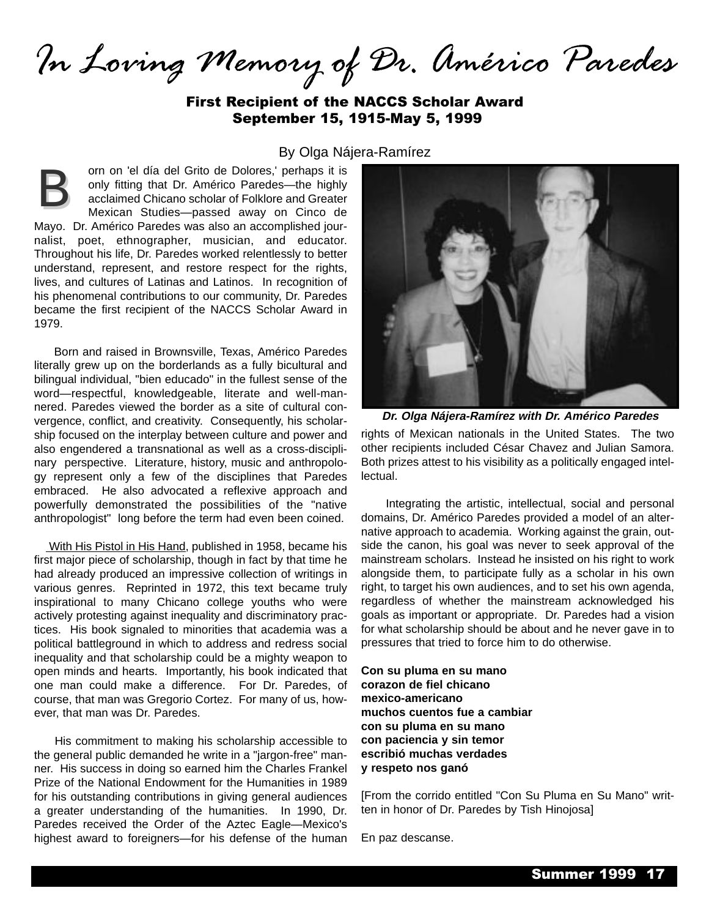# *In Loving Memory of Dr. Américo Paredes*

**First Recipient of the NACCS Scholar Award**
**September 15, 1915-May 5, 1999**

By Olga Nájera-Ramírez

Born on 'el día del Grito de Dolores,' perhaps it is only fitting that Dr. Américo Paredes—the highly acclaimed Chicano scholar of Folklore and Greater Mexican Studies—passed away on Cinco de Mayo. Dr. Américo Paredes was also an accomplished journalist, poet, ethnographer, musician, and educator. Throughout his life, Dr. Paredes worked relentlessly to better understand, represent, and restore respect for the rights, lives, and cultures of Latinas and Latinos. In recognition of his phenomenal contributions to our community, Dr. Paredes became the first recipient of the NACCS Scholar Award in 1979.

Born and raised in Brownsville, Texas, Américo Paredes literally grew up on the borderlands as a fully bicultural and bilingual individual, "bien educado" in the fullest sense of the word—respectful, knowledgeable, literate and well-mannered. Paredes viewed the border as a site of cultural convergence, conflict, and creativity. Consequently, his scholarship focused on the interplay between culture and power and also engendered a transnational as well as a cross-disciplinary perspective. Literature, history, music and anthropology represent only a few of the disciplines that Paredes embraced. He also advocated a reflexive approach and powerfully demonstrated the possibilities of the "native anthropologist" long before the term had even been coined.

With His Pistol in His Hand, published in 1958, became his first major piece of scholarship, though in fact by that time he had already produced an impressive collection of writings in various genres. Reprinted in 1972, this text became truly inspirational to many Chicano college youths who were actively protesting against inequality and discriminatory practices. His book signaled to minorities that academia was a political battleground in which to address and redress social inequality and that scholarship could be a mighty weapon to open minds and hearts. Importantly, his book indicated that one man could make a difference. For Dr. Paredes, of course, that man was Gregorio Cortez. For many of us, however, that man was Dr. Paredes.

His commitment to making his scholarship accessible to the general public demanded he write in a "jargon-free" manner. His success in doing so earned him the Charles Frankel Prize of the National Endowment for the Humanities in 1989 for his outstanding contributions in giving general audiences a greater understanding of the humanities. In 1990, Dr. Paredes received the Order of the Aztec Eagle—Mexico's highest award to foreigners—for his defense of the human rights of Mexican nationals in the United States. The two other recipients included César Chavez and Julian Samora. Both prizes attest to his visibility as a politically engaged intellectual.

*Dr. Olga Nájera-Ramírez with Dr. Américo Paredes*

Integrating the artistic, intellectual, social and personal domains, Dr. Américo Paredes provided a model of an alternative approach to academia. Working against the grain, outside the canon, his goal was never to seek approval of the mainstream scholars. Instead he insisted on his right to work alongside them, to participate fully as a scholar in his own right, to target his own audiences, and to set his own agenda, regardless of whether the mainstream acknowledged his goals as important or appropriate. Dr. Paredes had a vision for what scholarship should be about and he never gave in to pressures that tried to force him to do otherwise.

**Con su pluma en su mano**
**corazon de fiel chicano**
**mexico-americano**
**muchos cuentos fue a cambiar**
**con su pluma en su mano**
**con paciencia y sin temor**
**escribió muchas verdades**
**y respeto nos ganó**

[From the corrido entitled "Con Su Pluma en Su Mano" written in honor of Dr. Paredes by Tish Hinojosa]

En paz descanse.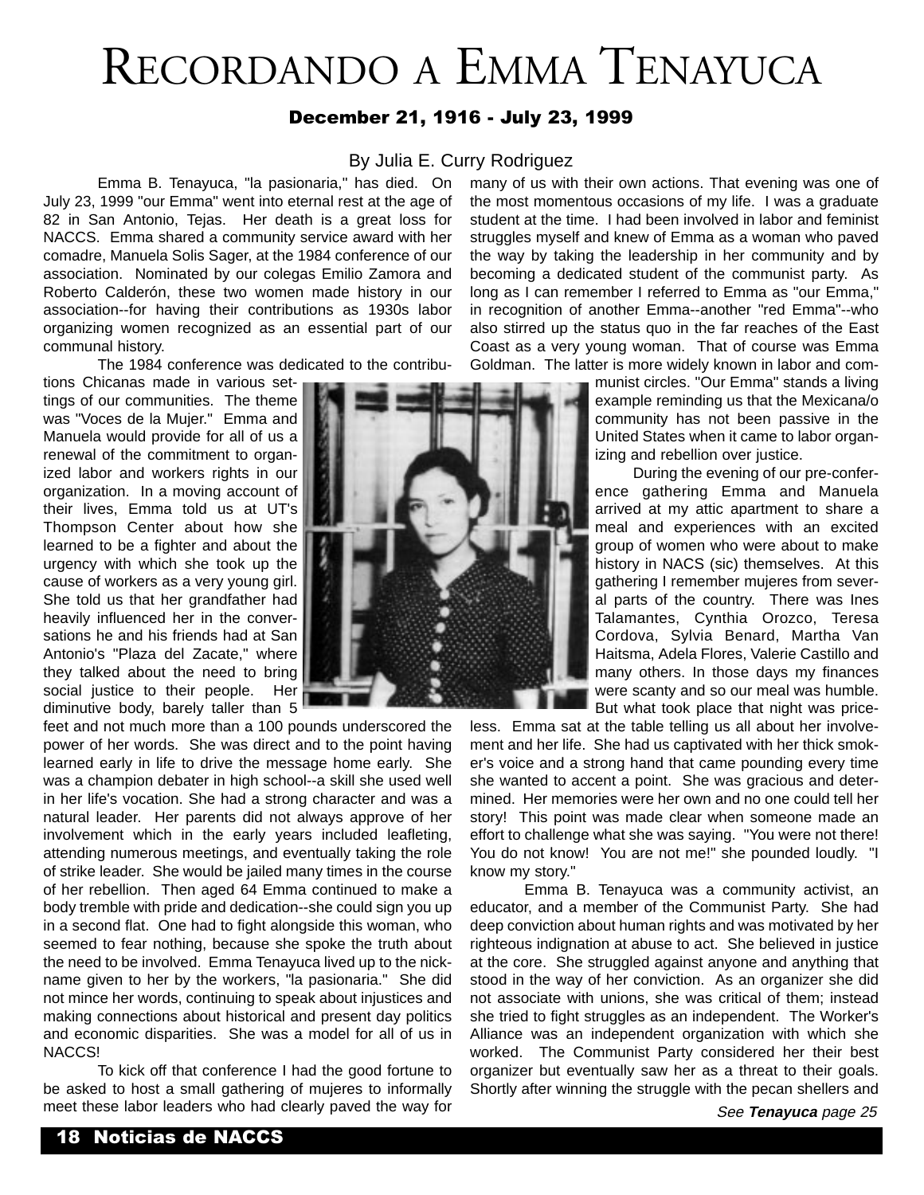# Recordando a Emma Tenayuca

### December 21, 1916 - July 23, 1999

By Julia E. Curry Rodriguez

Emma B. Tenayuca, "la pasionaria," has died. On July 23, 1999 "our Emma" went into eternal rest at the age of 82 in San Antonio, Tejas. Her death is a great loss for NACCS. Emma shared a community service award with her comadre, Manuela Solis Sager, at the 1984 conference of our association. Nominated by our colegas Emilio Zamora and Roberto Calderón, these two women made history in our association--for having their contributions as 1930s labor organizing women recognized as an essential part of our communal history.

The 1984 conference was dedicated to the contributions Chicanas made in various settings of our communities. The theme was "Voces de la Mujer." Emma and Manuela would provide for all of us a renewal of the commitment to organized labor and workers rights in our organization. In a moving account of their lives, Emma told us at UT's Thompson Center about how she learned to be a fighter and about the urgency with which she took up the cause of workers as a very young girl. She told us that her grandfather had heavily influenced her in the conversations he and his friends had at San Antonio's "Plaza del Zacate," where they talked about the need to bring social justice to their people. Her diminutive body, barely taller than 5 feet and not much more than a 100 pounds underscored the power of her words. She was direct and to the point having learned early in life to drive the message home early. She was a champion debater in high school--a skill she used well in her life's vocation. She had a strong character and was a natural leader. Her parents did not always approve of her involvement which in the early years included leafleting, attending numerous meetings, and eventually taking the role of strike leader. She would be jailed many times in the course of her rebellion. Then aged 64 Emma continued to make a body tremble with pride and dedication--she could sign you up in a second flat. One had to fight alongside this woman, who seemed to fear nothing, because she spoke the truth about the need to be involved. Emma Tenayuca lived up to the nickname given to her by the workers, "la pasionaria." She did not mince her words, continuing to speak about injustices and making connections about historical and present day politics and economic disparities. She was a model for all of us in NACCS!

To kick off that conference I had the good fortune to be asked to host a small gathering of mujeres to informally meet these labor leaders who had clearly paved the way for many of us with their own actions. That evening was one of the most momentous occasions of my life. I was a graduate student at the time. I had been involved in labor and feminist struggles myself and knew of Emma as a woman who paved the way by taking the leadership in her community and by becoming a dedicated student of the communist party. As long as I can remember I referred to Emma as "our Emma," in recognition of another Emma--another "red Emma"--who also stirred up the status quo in the far reaches of the East Coast as a very young woman. That of course was Emma Goldman. The latter is more widely known in labor and communist circles. "Our Emma" stands a living example reminding us that the Mexicana/o community has not been passive in the United States when it came to labor organizing and rebellion over justice.

During the evening of our pre-conference gathering Emma and Manuela arrived at my attic apartment to share a meal and experiences with an excited group of women who were about to make history in NACS (sic) themselves. At this gathering I remember mujeres from several parts of the country. There was Ines Talamantes, Cynthia Orozco, Teresa Cordova, Sylvia Benard, Martha Van Haitsma, Adela Flores, Valerie Castillo and many others. In those days my finances were scanty and so our meal was humble. But what took place that night was priceless. Emma sat at the table telling us all about her involvement and her life. She had us captivated with her thick smoker's voice and a strong hand that came pounding every time she wanted to accent a point. She was gracious and determined. Her memories were her own and no one could tell her story! This point was made clear when someone made an effort to challenge what she was saying. "You were not there! You do not know! You are not me!" she pounded loudly. "I know my story."

Emma B. Tenayuca was a community activist, an educator, and a member of the Communist Party. She had deep conviction about human rights and was motivated by her righteous indignation at abuse to act. She believed in justice at the core. She struggled against anyone and anything that stood in the way of her conviction. As an organizer she did not associate with unions, she was critical of them; instead she tried to fight struggles as an independent. The Worker's Alliance was an independent organization with which she worked. The Communist Party considered her their best organizer but eventually saw her as a threat to their goals. Shortly after winning the struggle with the pecan shellers and

*See **Tenayuca** page 25*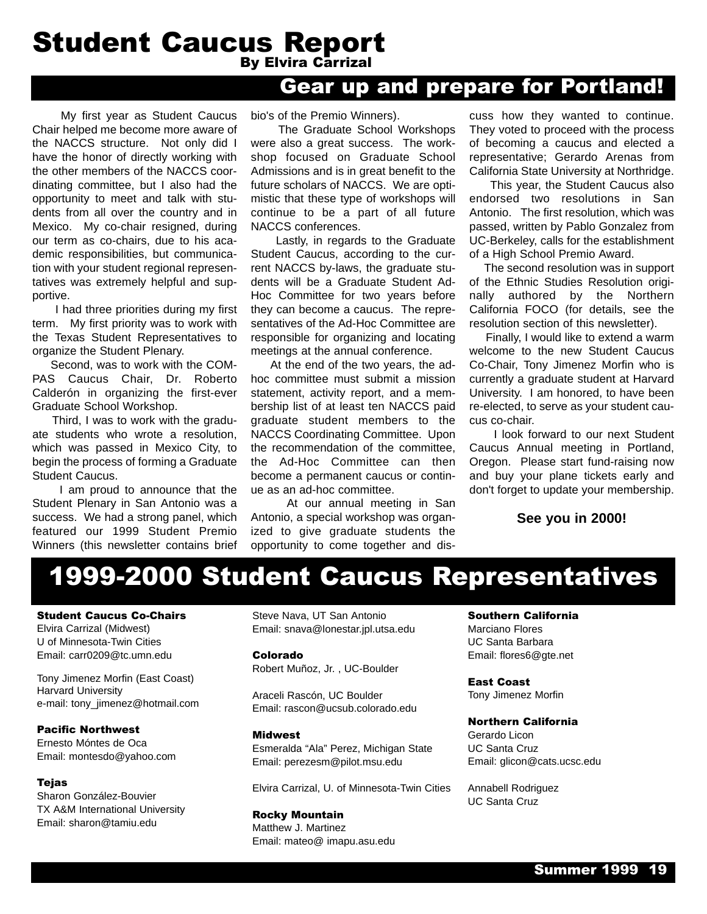# Student Caucus Report

**By Elvira Carrizal**

## Gear up and prepare for Portland!

My first year as Student Caucus Chair helped me become more aware of the NACCS structure. Not only did I have the honor of directly working with the other members of the NACCS coordinating committee, but I also had the opportunity to meet and talk with students from all over the country and in Mexico. My co-chair resigned, during our term as co-chairs, due to his academic responsibilities, but communication with your student regional representatives was extremely helpful and supportive.

I had three priorities during my first term. My first priority was to work with the Texas Student Representatives to organize the Student Plenary.

Second, was to work with the COMPAS Caucus Chair, Dr. Roberto Calderón in organizing the first-ever Graduate School Workshop.

Third, I was to work with the graduate students who wrote a resolution, which was passed in Mexico City, to begin the process of forming a Graduate Student Caucus.

I am proud to announce that the Student Plenary in San Antonio was a success. We had a strong panel, which featured our 1999 Student Premio Winners (this newsletter contains brief bio's of the Premio Winners).

The Graduate School Workshops were also a great success. The workshop focused on Graduate School Admissions and is in great benefit to the future scholars of NACCS. We are optimistic that these type of workshops will continue to be a part of all future NACCS conferences.

Lastly, in regards to the Graduate Student Caucus, according to the current NACCS by-laws, the graduate students will be a Graduate Student Ad-Hoc Committee for two years before they can become a caucus. The representatives of the Ad-Hoc Committee are responsible for organizing and locating meetings at the annual conference.

At the end of the two years, the ad-hoc committee must submit a mission statement, activity report, and a membership list of at least ten NACCS paid graduate student members to the NACCS Coordinating Committee. Upon the recommendation of the committee, the Ad-Hoc Committee can then become a permanent caucus or continue as an ad-hoc committee.

At our annual meeting in San Antonio, a special workshop was organized to give graduate students the opportunity to come together and discuss how they wanted to continue. They voted to proceed with the process of becoming a caucus and elected a representative; Gerardo Arenas from California State University at Northridge.

This year, the Student Caucus also endorsed two resolutions in San Antonio. The first resolution, which was passed, written by Pablo Gonzalez from UC-Berkeley, calls for the establishment of a High School Premio Award.

The second resolution was in support of the Ethnic Studies Resolution originally authored by the Northern California FOCO (for details, see the resolution section of this newsletter).

Finally, I would like to extend a warm welcome to the new Student Caucus Co-Chair, Tony Jimenez Morfin who is currently a graduate student at Harvard University. I am honored, to have been re-elected, to serve as your student caucus co-chair.

I look forward to our next Student Caucus Annual meeting in Portland, Oregon. Please start fund-raising now and buy your plane tickets early and don't forget to update your membership.

**See you in 2000!**

# 1999-2000 Student Caucus Representatives

**Student Caucus Co-Chairs**
Elvira Carrizal (Midwest)
U of Minnesota-Twin Cities
Email: carr0209@tc.umn.edu

Tony Jimenez Morfin (East Coast)
Harvard University
e-mail: tony_jimenez@hotmail.com

**Pacific Northwest**
Ernesto Móntes de Oca
Email: montesdo@yahoo.com

**Tejas**
Sharon González-Bouvier
TX A&M International University
Email: sharon@tamiu.edu

Steve Nava, UT San Antonio
Email: snava@lonestar.jpl.utsa.edu

**Colorado**
Robert Muñoz, Jr. , UC-Boulder

Araceli Rascón, UC Boulder
Email: rascon@ucsub.colorado.edu

**Midwest**
Esmeralda "Ala" Perez, Michigan State
Email: perezesm@pilot.msu.edu

Elvira Carrizal, U. of Minnesota-Twin Cities

**Rocky Mountain**
Matthew J. Martinez
Email: mateo@ imapu.asu.edu

**Southern California**
Marciano Flores
UC Santa Barbara
Email: flores6@gte.net

**East Coast**
Tony Jimenez Morfin

**Northern California**
Gerardo Licon
UC Santa Cruz
Email: glicon@cats.ucsc.edu

Annabell Rodriguez
UC Santa Cruz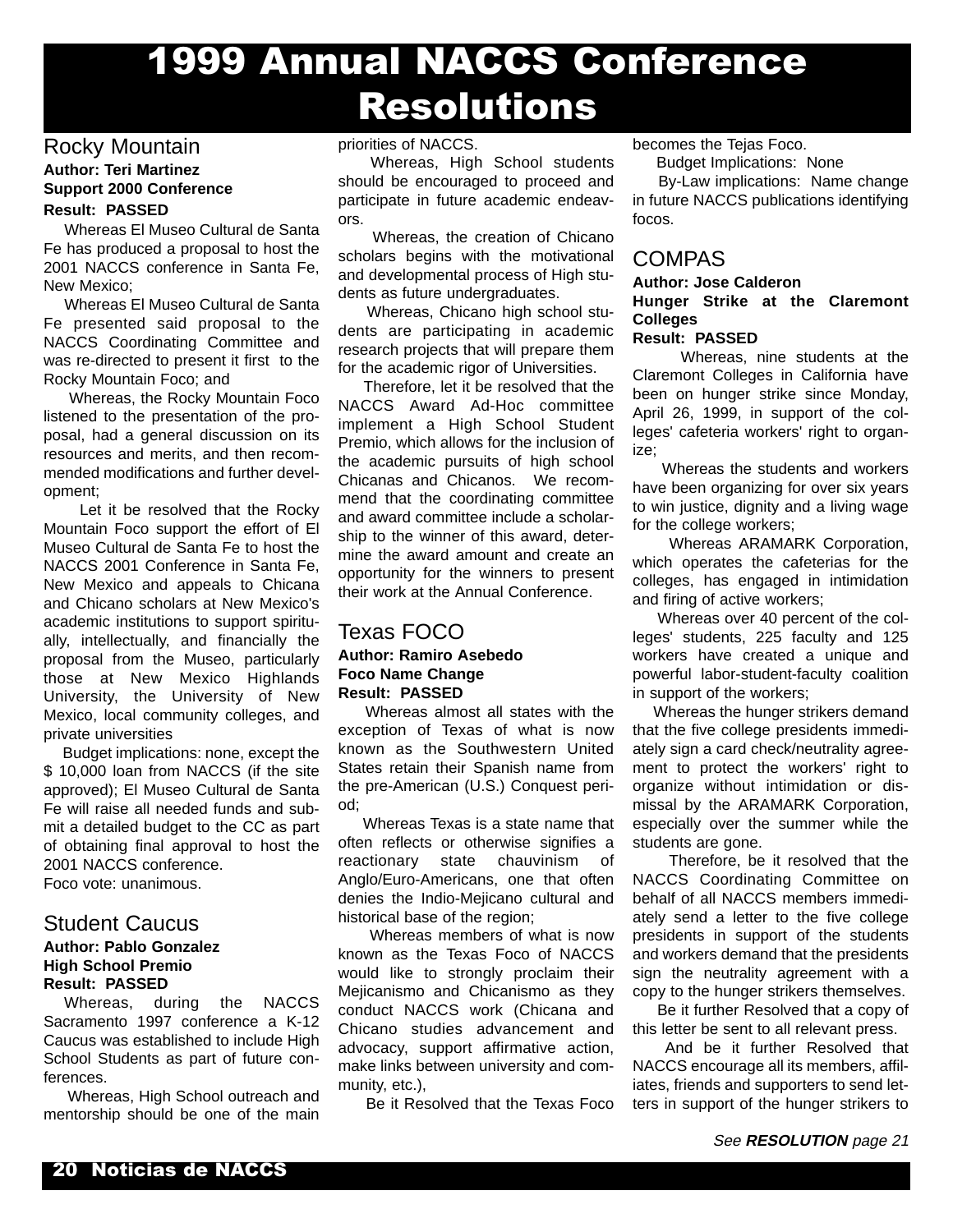# 1999 Annual NACCS Conference Resolutions

## Rocky Mountain

**Author: Teri Martinez**
**Support 2000 Conference**
**Result: PASSED**

Whereas El Museo Cultural de Santa Fe has produced a proposal to host the 2001 NACCS conference in Santa Fe, New Mexico;

Whereas El Museo Cultural de Santa Fe presented said proposal to the NACCS Coordinating Committee and was re-directed to present it first to the Rocky Mountain Foco; and

Whereas, the Rocky Mountain Foco listened to the presentation of the proposal, had a general discussion on its resources and merits, and then recommended modifications and further development;

Let it be resolved that the Rocky Mountain Foco support the effort of El Museo Cultural de Santa Fe to host the NACCS 2001 Conference in Santa Fe, New Mexico and appeals to Chicana and Chicano scholars at New Mexico's academic institutions to support spiritually, intellectually, and financially the proposal from the Museo, particularly those at New Mexico Highlands University, the University of New Mexico, local community colleges, and private universities

Budget implications: none, except the $ 10,000 loan from NACCS (if the site approved); El Museo Cultural de Santa Fe will raise all needed funds and submit a detailed budget to the CC as part of obtaining final approval to host the 2001 NACCS conference.

Foco vote: unanimous.

## Student Caucus

**Author: Pablo Gonzalez**
**High School Premio**
**Result: PASSED**

Whereas, during the NACCS Sacramento 1997 conference a K-12 Caucus was established to include High School Students as part of future conferences.

Whereas, High School outreach and mentorship should be one of the main priorities of NACCS.

Whereas, High School students should be encouraged to proceed and participate in future academic endeavors.

Whereas, the creation of Chicano scholars begins with the motivational and developmental process of High students as future undergraduates.

Whereas, Chicano high school students are participating in academic research projects that will prepare them for the academic rigor of Universities.

Therefore, let it be resolved that the NACCS Award Ad-Hoc committee implement a High School Student Premio, which allows for the inclusion of the academic pursuits of high school Chicanas and Chicanos. We recommend that the coordinating committee and award committee include a scholarship to the winner of this award, determine the award amount and create an opportunity for the winners to present their work at the Annual Conference.

## Texas FOCO

**Author: Ramiro Asebedo**
**Foco Name Change**
**Result: PASSED**

Whereas almost all states with the exception of Texas of what is now known as the Southwestern United States retain their Spanish name from the pre-American (U.S.) Conquest period;

Whereas Texas is a state name that often reflects or otherwise signifies a reactionary state chauvinism of Anglo/Euro-Americans, one that often denies the Indio-Mejicano cultural and historical base of the region;

Whereas members of what is now known as the Texas Foco of NACCS would like to strongly proclaim their Mejicanismo and Chicanismo as they conduct NACCS work (Chicana and Chicano studies advancement and advocacy, support affirmative action, make links between university and community, etc.),

Be it Resolved that the Texas Foco becomes the Tejas Foco.

Budget Implications: None

By-Law implications: Name change in future NACCS publications identifying focos.

## COMPAS

**Author: Jose Calderon**
**Hunger Strike at the Claremont Colleges**
**Result: PASSED**

Whereas, nine students at the Claremont Colleges in California have been on hunger strike since Monday, April 26, 1999, in support of the colleges' cafeteria workers' right to organize;

Whereas the students and workers have been organizing for over six years to win justice, dignity and a living wage for the college workers;

Whereas ARAMARK Corporation, which operates the cafeterias for the colleges, has engaged in intimidation and firing of active workers;

Whereas over 40 percent of the colleges' students, 225 faculty and 125 workers have created a unique and powerful labor-student-faculty coalition in support of the workers;

Whereas the hunger strikers demand that the five college presidents immediately sign a card check/neutrality agreement to protect the workers' right to organize without intimidation or dismissal by the ARAMARK Corporation, especially over the summer while the students are gone.

Therefore, be it resolved that the NACCS Coordinating Committee on behalf of all NACCS members immediately send a letter to the five college presidents in support of the students and workers demand that the presidents sign the neutrality agreement with a copy to the hunger strikers themselves.

Be it further Resolved that a copy of this letter be sent to all relevant press.

And be it further Resolved that NACCS encourage all its members, affiliates, friends and supporters to send letters in support of the hunger strikers to

*See **RESOLUTION** page 21*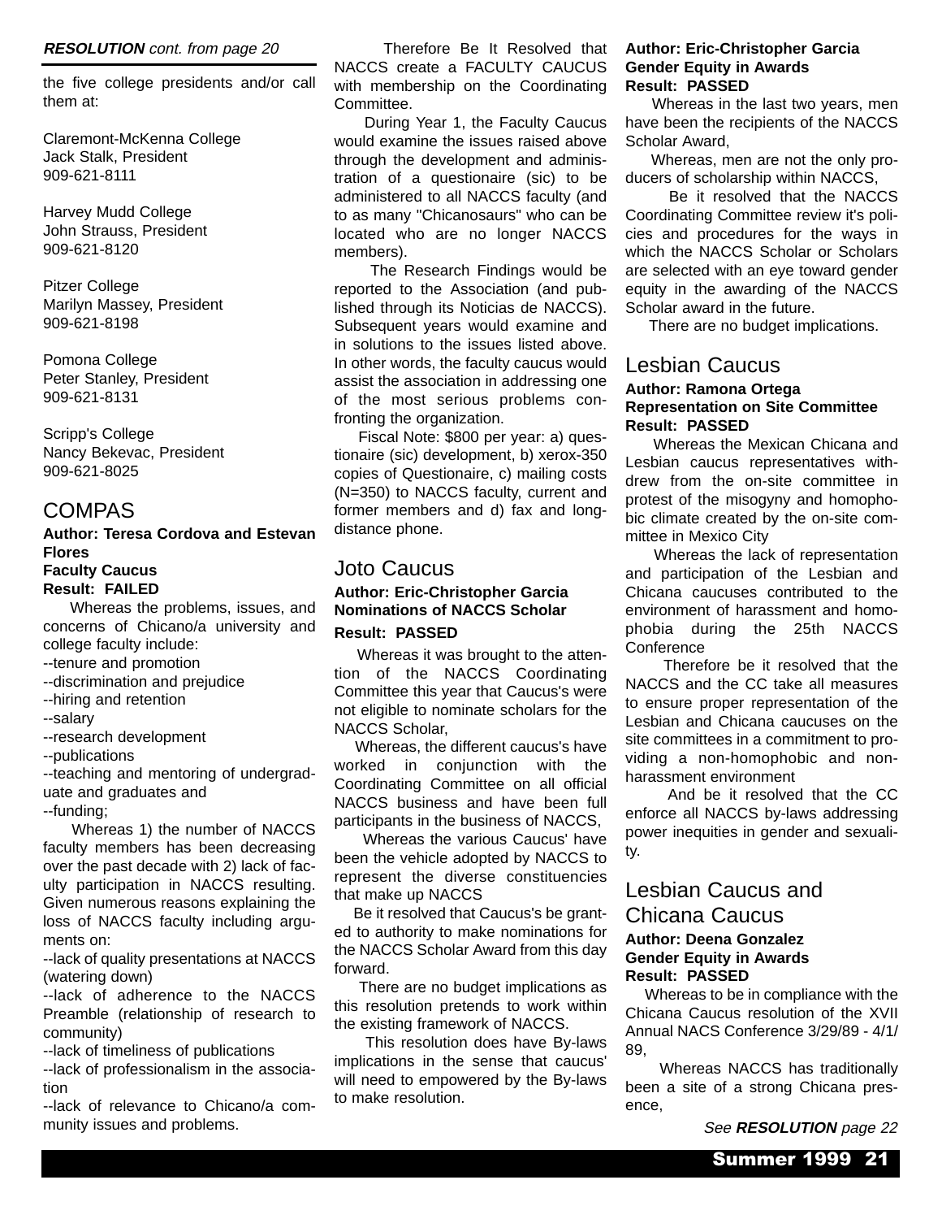**RESOLUTION** *cont. from page 20*

the five college presidents and/or call them at:

Claremont-McKenna College
Jack Stalk, President
909-621-8111

Harvey Mudd College
John Strauss, President
909-621-8120

Pitzer College
Marilyn Massey, President
909-621-8198

Pomona College
Peter Stanley, President
909-621-8131

Scripp's College
Nancy Bekevac, President
909-621-8025

## COMPAS

**Author: Teresa Cordova and Estevan Flores**
**Faculty Caucus**
**Result: FAILED**

Whereas the problems, issues, and concerns of Chicano/a university and college faculty include:

--tenure and promotion
--discrimination and prejudice
--hiring and retention
--salary
--research development
--publications
--teaching and mentoring of undergraduate and graduates and
--funding;

Whereas 1) the number of NACCS faculty members has been decreasing over the past decade with 2) lack of faculty participation in NACCS resulting. Given numerous reasons explaining the loss of NACCS faculty including arguments on:

--lack of quality presentations at NACCS (watering down)
--lack of adherence to the NACCS Preamble (relationship of research to community)
--lack of timeliness of publications
--lack of professionalism in the association
--lack of relevance to Chicano/a community issues and problems.

Therefore Be It Resolved that NACCS create a FACULTY CAUCUS with membership on the Coordinating Committee.

During Year 1, the Faculty Caucus would examine the issues raised above through the development and administration of a questionaire (sic) to be administered to all NACCS faculty (and to as many "Chicanosaurs" who can be located who are no longer NACCS members).

The Research Findings would be reported to the Association (and published through its Noticias de NACCS). Subsequent years would examine and in solutions to the issues listed above. In other words, the faculty caucus would assist the association in addressing one of the most serious problems confronting the organization.

Fiscal Note: $800 per year: a) questionaire (sic) development, b) xerox-350 copies of Questionaire, c) mailing costs (N=350) to NACCS faculty, current and former members and d) fax and long-distance phone.

## Joto Caucus

**Author: Eric-Christopher Garcia**
**Nominations of NACCS Scholar**
**Result: PASSED**

Whereas it was brought to the attention of the NACCS Coordinating Committee this year that Caucus's were not eligible to nominate scholars for the NACCS Scholar,

Whereas, the different caucus's have worked in conjunction with the Coordinating Committee on all official NACCS business and have been full participants in the business of NACCS,

Whereas the various Caucus' have been the vehicle adopted by NACCS to represent the diverse constituencies that make up NACCS

Be it resolved that Caucus's be granted to authority to make nominations for the NACCS Scholar Award from this day forward.

There are no budget implications as this resolution pretends to work within the existing framework of NACCS.

This resolution does have By-laws implications in the sense that caucus' will need to empowered by the By-laws to make resolution.

**Author: Eric-Christopher Garcia**
**Gender Equity in Awards**
**Result: PASSED**

Whereas in the last two years, men have been the recipients of the NACCS Scholar Award,

Whereas, men are not the only producers of scholarship within NACCS,

Be it resolved that the NACCS Coordinating Committee review it's policies and procedures for the ways in which the NACCS Scholar or Scholars are selected with an eye toward gender equity in the awarding of the NACCS Scholar award in the future.

There are no budget implications.

## Lesbian Caucus

**Author: Ramona Ortega**
**Representation on Site Committee**
**Result: PASSED**

Whereas the Mexican Chicana and Lesbian caucus representatives withdrew from the on-site committee in protest of the misogyny and homophobic climate created by the on-site committee in Mexico City

Whereas the lack of representation and participation of the Lesbian and Chicana caucuses contributed to the environment of harassment and homophobia during the 25th NACCS Conference

Therefore be it resolved that the NACCS and the CC take all measures to ensure proper representation of the Lesbian and Chicana caucuses on the site committees in a commitment to providing a non-homophobic and non-harassment environment

And be it resolved that the CC enforce all NACCS by-laws addressing power inequities in gender and sexuality.

## Lesbian Caucus and Chicana Caucus

**Author: Deena Gonzalez**
**Gender Equity in Awards**
**Result: PASSED**

Whereas to be in compliance with the Chicana Caucus resolution of the XVII Annual NACS Conference 3/29/89 - 4/1/89,

Whereas NACCS has traditionally been a site of a strong Chicana presence,

*See* ***RESOLUTION*** *page 22*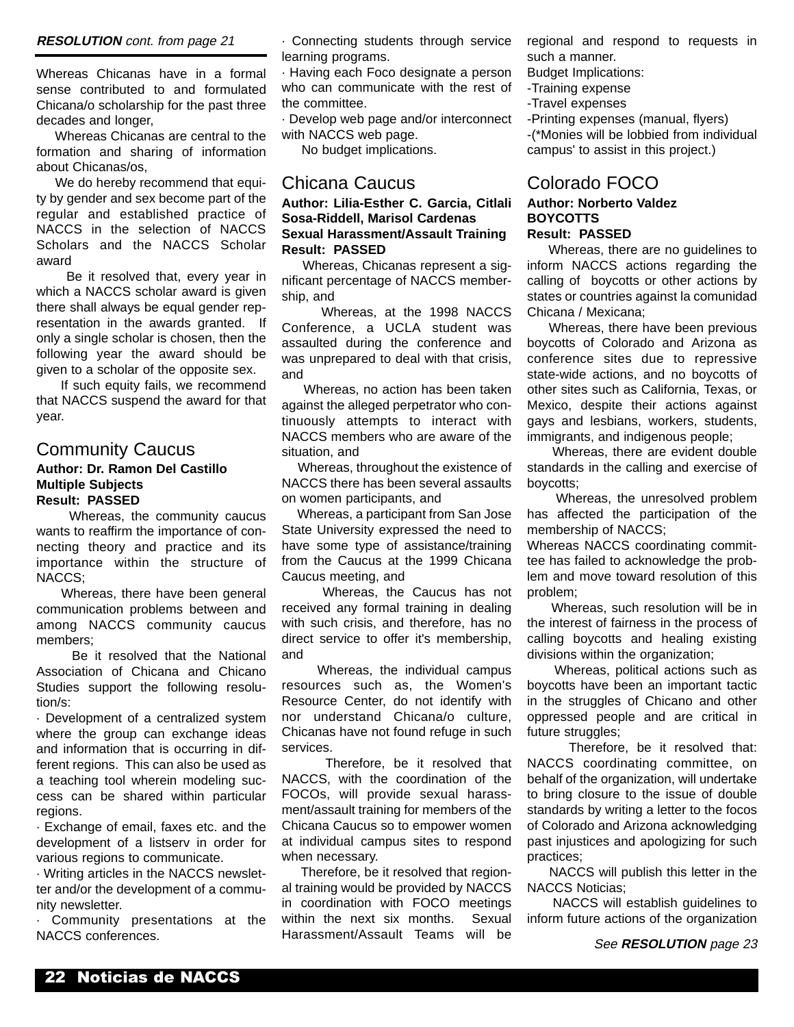**RESOLUTION** *cont. from page 21*

Whereas Chicanas have in a formal sense contributed to and formulated Chicana/o scholarship for the past three decades and longer,

Whereas Chicanas are central to the formation and sharing of information about Chicanas/os,

We do hereby recommend that equity by gender and sex become part of the regular and established practice of NACCS in the selection of NACCS Scholars and the NACCS Scholar award

Be it resolved that, every year in which a NACCS scholar award is given there shall always be equal gender representation in the awards granted. If only a single scholar is chosen, then the following year the award should be given to a scholar of the opposite sex.

If such equity fails, we recommend that NACCS suspend the award for that year.

## Community Caucus

**Author: Dr. Ramon Del Castillo**
**Multiple Subjects**
**Result: PASSED**

Whereas, the community caucus wants to reaffirm the importance of connecting theory and practice and its importance within the structure of NACCS;

Whereas, there have been general communication problems between and among NACCS community caucus members;

Be it resolved that the National Association of Chicana and Chicano Studies support the following resolution/s:

· Development of a centralized system where the group can exchange ideas and information that is occurring in different regions. This can also be used as a teaching tool wherein modeling success can be shared within particular regions.

· Exchange of email, faxes etc. and the development of a listserv in order for various regions to communicate.

· Writing articles in the NACCS newsletter and/or the development of a community newsletter.

· Community presentations at the NACCS conferences.

· Connecting students through service learning programs.

· Having each Foco designate a person who can communicate with the rest of the committee.

· Develop web page and/or interconnect with NACCS web page.

No budget implications.

## Chicana Caucus

**Author: Lilia-Esther C. Garcia, Citlali Sosa-Riddell, Marisol Cardenas**
**Sexual Harassment/Assault Training**
**Result: PASSED**

Whereas, Chicanas represent a significant percentage of NACCS membership, and

Whereas, at the 1998 NACCS Conference, a UCLA student was assaulted during the conference and was unprepared to deal with that crisis, and

Whereas, no action has been taken against the alleged perpetrator who continuously attempts to interact with NACCS members who are aware of the situation, and

Whereas, throughout the existence of NACCS there has been several assaults on women participants, and

Whereas, a participant from San Jose State University expressed the need to have some type of assistance/training from the Caucus at the 1999 Chicana Caucus meeting, and

Whereas, the Caucus has not received any formal training in dealing with such crisis, and therefore, has no direct service to offer it's membership, and

Whereas, the individual campus resources such as, the Women's Resource Center, do not identify with nor understand Chicana/o culture, Chicanas have not found refuge in such services.

Therefore, be it resolved that NACCS, with the coordination of the FOCOs, will provide sexual harassment/assault training for members of the Chicana Caucus so to empower women at individual campus sites to respond when necessary.

Therefore, be it resolved that regional training would be provided by NACCS in coordination with FOCO meetings within the next six months. Sexual Harassment/Assault Teams will be regional and respond to requests in such a manner.

Budget Implications:

-Training expense
-Travel expenses
-Printing expenses (manual, flyers)
-(*Monies will be lobbied from individual campus' to assist in this project.)

## Colorado FOCO

**Author: Norberto Valdez**
**BOYCOTTS**
**Result: PASSED**

Whereas, there are no guidelines to inform NACCS actions regarding the calling of boycotts or other actions by states or countries against la comunidad Chicana / Mexicana;

Whereas, there have been previous boycotts of Colorado and Arizona as conference sites due to repressive state-wide actions, and no boycotts of other sites such as California, Texas, or Mexico, despite their actions against gays and lesbians, workers, students, immigrants, and indigenous people;

Whereas, there are evident double standards in the calling and exercise of boycotts;

Whereas, the unresolved problem has affected the participation of the membership of NACCS;

Whereas NACCS coordinating committee has failed to acknowledge the problem and move toward resolution of this problem;

Whereas, such resolution will be in the interest of fairness in the process of calling boycotts and healing existing divisions within the organization;

Whereas, political actions such as boycotts have been an important tactic in the struggles of Chicano and other oppressed people and are critical in future struggles;

Therefore, be it resolved that: NACCS coordinating committee, on behalf of the organization, will undertake to bring closure to the issue of double standards by writing a letter to the focos of Colorado and Arizona acknowledging past injustices and apologizing for such practices;

NACCS will publish this letter in the NACCS Noticias;

NACCS will establish guidelines to inform future actions of the organization

*See* **RESOLUTION** *page 23*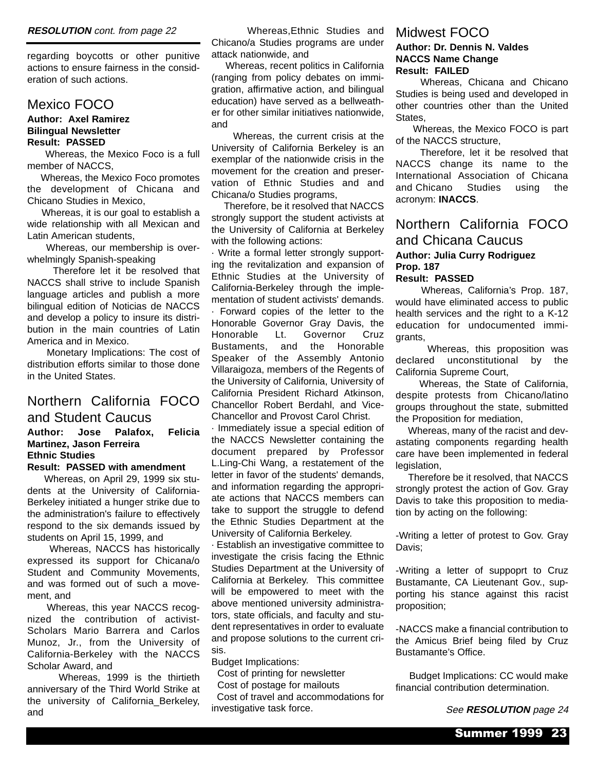***RESOLUTION** cont. from page 22*

regarding boycotts or other punitive actions to ensure fairness in the consideration of such actions.

## Mexico FOCO

**Author: Axel Ramirez**
**Bilingual Newsletter**
**Result: PASSED**

Whereas, the Mexico Foco is a full member of NACCS,

Whereas, the Mexico Foco promotes the development of Chicana and Chicano Studies in Mexico,

Whereas, it is our goal to establish a wide relationship with all Mexican and Latin American students,

Whereas, our membership is overwhelmingly Spanish-speaking

Therefore let it be resolved that NACCS shall strive to include Spanish language articles and publish a more bilingual edition of Noticias de NACCS and develop a policy to insure its distribution in the main countries of Latin America and in Mexico.

Monetary Implications: The cost of distribution efforts similar to those done in the United States.

## Northern California FOCO and Student Caucus

**Author: Jose Palafox, Felicia Martinez, Jason Ferreira**
**Ethnic Studies**
**Result: PASSED with amendment**

Whereas, on April 29, 1999 six students at the University of California-Berkeley initiated a hunger strike due to the administration's failure to effectively respond to the six demands issued by students on April 15, 1999, and

Whereas, NACCS has historically expressed its support for Chicana/o Student and Community Movements, and was formed out of such a movement, and

Whereas, this year NACCS recognized the contribution of activist-Scholars Mario Barrera and Carlos Munoz, Jr., from the University of California-Berkeley with the NACCS Scholar Award, and

Whereas, 1999 is the thirtieth anniversary of the Third World Strike at the university of California_Berkeley, and

Whereas,Ethnic Studies and Chicano/a Studies programs are under attack nationwide, and

Whereas, recent politics in California (ranging from policy debates on immigration, affirmative action, and bilingual education) have served as a bellweather for other similar initiatives nationwide, and

Whereas, the current crisis at the University of California Berkeley is an exemplar of the nationwide crisis in the movement for the creation and preservation of Ethnic Studies and Chicana/o Studies programs,

Therefore, be it resolved that NACCS strongly support the student activists at the University of California at Berkeley with the following actions:

· Write a formal letter strongly supporting the revitalization and expansion of Ethnic Studies at the University of California-Berkeley through the implementation of student activists' demands.

· Forward copies of the letter to the Honorable Governor Gray Davis, the Honorable Lt. Governor Cruz Bustaments, and the Honorable Speaker of the Assembly Antonio Villaraigoza, members of the Regents of the University of California, University of California President Richard Atkinson, Chancellor Robert Berdahl, and Vice-Chancellor and Provost Carol Christ.

· Immediately issue a special edition of the NACCS Newsletter containing the document prepared by Professor L.Ling-Chi Wang, a restatement of the letter in favor of the students' demands, and information regarding the appropriate actions that NACCS members can take to support the struggle to defend the Ethnic Studies Department at the University of California Berkeley.

· Establish an investigative committee to investigate the crisis facing the Ethnic Studies Department at the University of California at Berkeley. This committee will be empowered to meet with the above mentioned university administrators, state officials, and faculty and student representatives in order to evaluate and propose solutions to the current crisis.

Budget Implications:

Cost of printing for newsletter

Cost of postage for mailouts

Cost of travel and accommodations for investigative task force.

## Midwest FOCO

**Author: Dr. Dennis N. Valdes**
**NACCS Name Change**
**Result: FAILED**

Whereas, Chicana and Chicano Studies is being used and developed in other countries other than the United States,

Whereas, the Mexico FOCO is part of the NACCS structure,

Therefore, let it be resolved that NACCS change its name to the International Association of Chicana and Chicano Studies using the acronym: **INACCS**.

## Northern California FOCO and Chicana Caucus

**Author: Julia Curry Rodriguez**
**Prop. 187**
**Result: PASSED**

Whereas, California's Prop. 187, would have eliminated access to public health services and the right to a K-12 education for undocumented immigrants,

Whereas, this proposition was declared unconstitutional by the California Supreme Court,

Whereas, the State of California, despite protests from Chicano/latino groups throughout the state, submitted the Proposition for mediation,

Whereas, many of the racist and devastating components regarding health care have been implemented in federal legislation,

Therefore be it resolved, that NACCS strongly protest the action of Gov. Gray Davis to take this proposition to mediation by acting on the following:

-Writing a letter of protest to Gov. Gray Davis;

-Writing a letter of suppoprt to Cruz Bustamante, CA Lieutenant Gov., supporting his stance against this racist proposition;

-NACCS make a financial contribution to the Amicus Brief being filed by Cruz Bustamante's Office.

Budget Implications: CC would make financial contribution determination.

*See **RESOLUTION** page 24*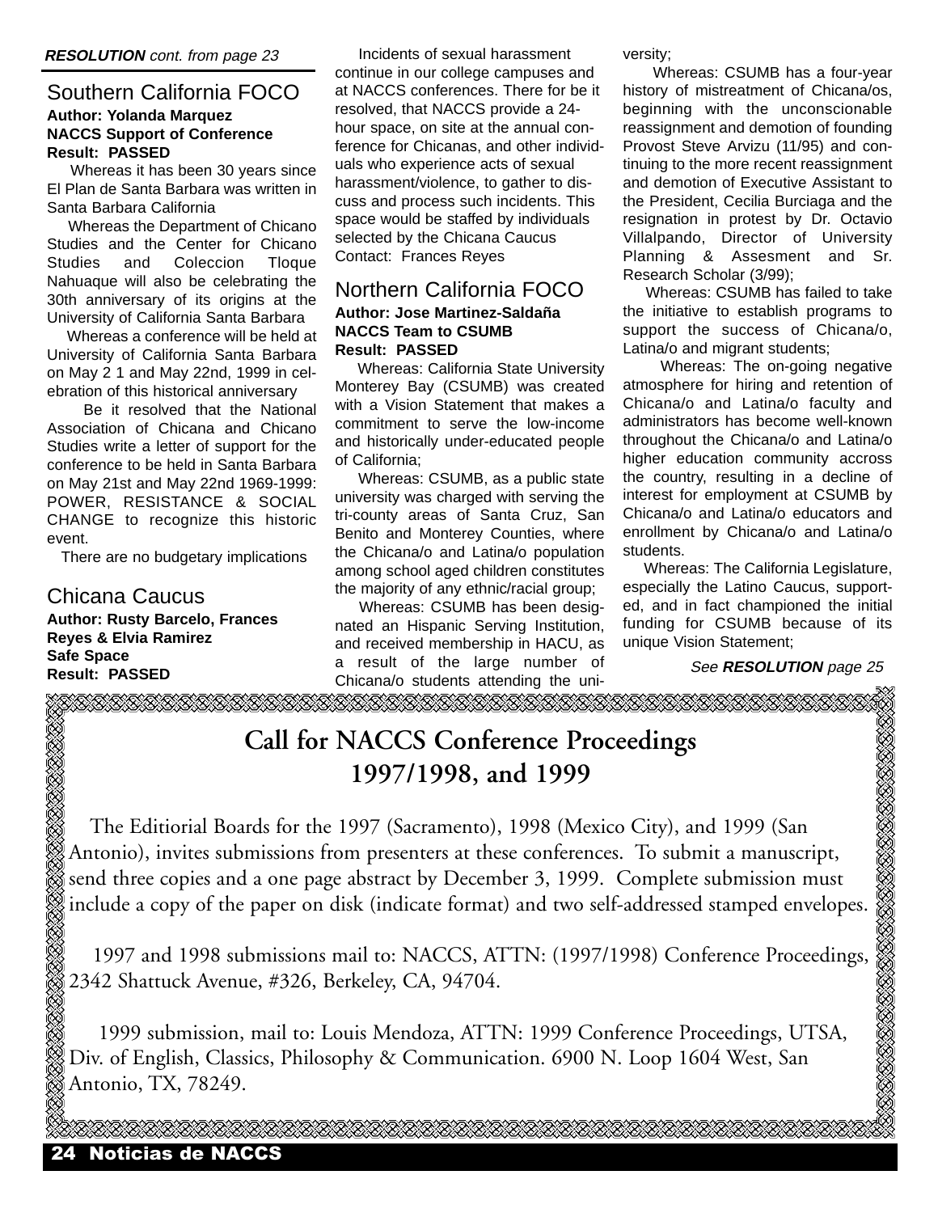***RESOLUTION*** *cont. from page 23*

## Southern California FOCO

**Author: Yolanda Marquez**
**NACCS Support of Conference**
**Result: PASSED**

Whereas it has been 30 years since El Plan de Santa Barbara was written in Santa Barbara California

Whereas the Department of Chicano Studies and the Center for Chicano Studies and Coleccion Tloque Nahuaque will also be celebrating the 30th anniversary of its origins at the University of California Santa Barbara

Whereas a conference will be held at University of California Santa Barbara on May 2 1 and May 22nd, 1999 in celebration of this historical anniversary

Be it resolved that the National Association of Chicana and Chicano Studies write a letter of support for the conference to be held in Santa Barbara on May 21st and May 22nd 1969-1999: POWER, RESISTANCE & SOCIAL CHANGE to recognize this historic event.

There are no budgetary implications

## Chicana Caucus

**Author: Rusty Barcelo, Frances Reyes & Elvia Ramirez**
**Safe Space**
**Result: PASSED**

Incidents of sexual harassment continue in our college campuses and at NACCS conferences. There for be it resolved, that NACCS provide a 24-hour space, on site at the annual conference for Chicanas, and other individuals who experience acts of sexual harassment/violence, to gather to discuss and process such incidents. This space would be staffed by individuals selected by the Chicana Caucus

Contact: Frances Reyes

## Northern California FOCO

**Author: Jose Martinez-Saldaña**
**NACCS Team to CSUMB**
**Result: PASSED**

Whereas: California State University Monterey Bay (CSUMB) was created with a Vision Statement that makes a commitment to serve the low-income and historically under-educated people of California;

Whereas: CSUMB, as a public state university was charged with serving the tri-county areas of Santa Cruz, San Benito and Monterey Counties, where the Chicana/o and Latina/o population among school aged children constitutes the majority of any ethnic/racial group;

Whereas: CSUMB has been designated an Hispanic Serving Institution, and received membership in HACU, as a result of the large number of Chicana/o students attending the university;

Whereas: CSUMB has a four-year history of mistreatment of Chicana/os, beginning with the unconscionable reassignment and demotion of founding Provost Steve Arvizu (11/95) and continuing to the more recent reassignment and demotion of Executive Assistant to the President, Cecilia Burciaga and the resignation in protest by Dr. Octavio Villalpando, Director of University Planning & Assesment and Sr. Research Scholar (3/99);

Whereas: CSUMB has failed to take the initiative to establish programs to support the success of Chicana/o, Latina/o and migrant students;

Whereas: The on-going negative atmosphere for hiring and retention of Chicana/o and Latina/o faculty and administrators has become well-known throughout the Chicana/o and Latina/o higher education community accross the country, resulting in a decline of interest for employment at CSUMB by Chicana/o and Latina/o educators and enrollment by Chicana/o and Latina/o students.

Whereas: The California Legislature, especially the Latino Caucus, supported, and in fact championed the initial funding for CSUMB because of its unique Vision Statement;

*See* ***RESOLUTION*** *page 25*

## Call for NACCS Conference Proceedings 1997/1998, and 1999

The Editiorial Boards for the 1997 (Sacramento), 1998 (Mexico City), and 1999 (San Antonio), invites submissions from presenters at these conferences. To submit a manuscript, send three copies and a one page abstract by December 3, 1999. Complete submission must include a copy of the paper on disk (indicate format) and two self-addressed stamped envelopes.

1997 and 1998 submissions mail to: NACCS, ATTN: (1997/1998) Conference Proceedings, 2342 Shattuck Avenue, #326, Berkeley, CA, 94704.

1999 submission, mail to: Louis Mendoza, ATTN: 1999 Conference Proceedings, UTSA, Div. of English, Classics, Philosophy & Communication. 6900 N. Loop 1604 West, San Antonio, TX, 78249.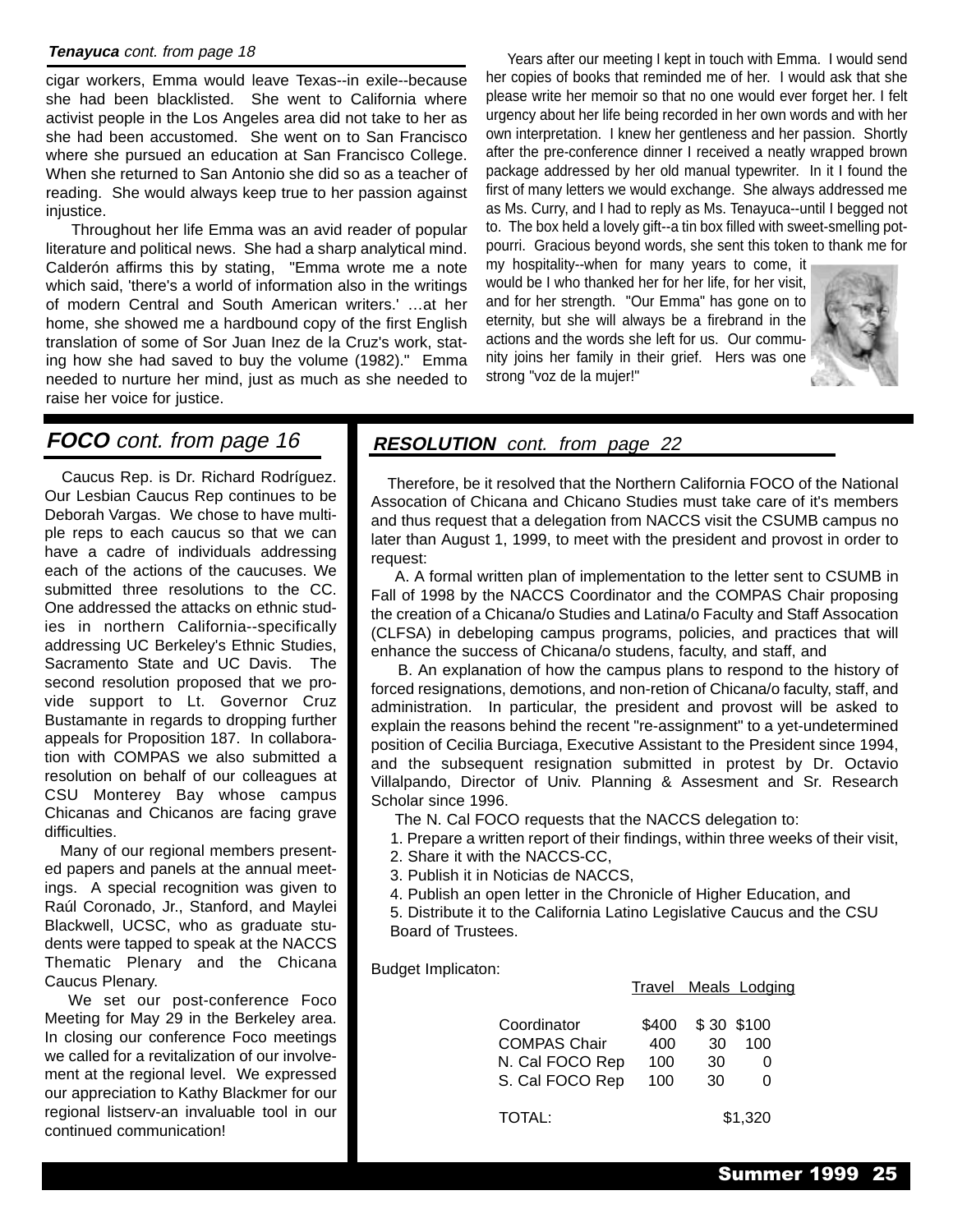***Tenayuca*** *cont. from page 18*

cigar workers, Emma would leave Texas--in exile--because she had been blacklisted. She went to California where activist people in the Los Angeles area did not take to her as she had been accustomed. She went on to San Francisco where she pursued an education at San Francisco College. When she returned to San Antonio she did so as a teacher of reading. She would always keep true to her passion against injustice.

Throughout her life Emma was an avid reader of popular literature and political news. She had a sharp analytical mind. Calderón affirms this by stating, "Emma wrote me a note which said, 'there's a world of information also in the writings of modern Central and South American writers.' ...at her home, she showed me a hardbound copy of the first English translation of some of Sor Juan Inez de la Cruz's work, stating how she had saved to buy the volume (1982)." Emma needed to nurture her mind, just as much as she needed to raise her voice for justice.

Years after our meeting I kept in touch with Emma. I would send her copies of books that reminded me of her. I would ask that she please write her memoir so that no one would ever forget her. I felt urgency about her life being recorded in her own words and with her own interpretation. I knew her gentleness and her passion. Shortly after the pre-conference dinner I received a neatly wrapped brown package addressed by her old manual typewriter. In it I found the first of many letters we would exchange. She always addressed me as Ms. Curry, and I had to reply as Ms. Tenayuca--until I begged not to. The box held a lovely gift--a tin box filled with sweet-smelling pot-pourri. Gracious beyond words, she sent this token to thank me for my hospitality--when for many years to come, it would be I who thanked her for her life, for her visit, and for her strength. "Our Emma" has gone on to eternity, but she will always be a firebrand in the actions and the words she left for us. Our community joins her family in their grief. Hers was one strong "voz de la mujer!"

## *FOCO cont. from page 16*

Caucus Rep. is Dr. Richard Rodríguez. Our Lesbian Caucus Rep continues to be Deborah Vargas. We chose to have multiple reps to each caucus so that we can have a cadre of individuals addressing each of the actions of the caucuses. We submitted three resolutions to the CC. One addressed the attacks on ethnic studies in northern California--specifically addressing UC Berkeley's Ethnic Studies, Sacramento State and UC Davis. The second resolution proposed that we provide support to Lt. Governor Cruz Bustamante in regards to dropping further appeals for Proposition 187. In collaboration with COMPAS we also submitted a resolution on behalf of our colleagues at CSU Monterey Bay whose campus Chicanas and Chicanos are facing grave difficulties.

Many of our regional members presented papers and panels at the annual meetings. A special recognition was given to Raúl Coronado, Jr., Stanford, and Maylei Blackwell, UCSC, who as graduate students were tapped to speak at the NACCS Thematic Plenary and the Chicana Caucus Plenary.

We set our post-conference Foco Meeting for May 29 in the Berkeley area. In closing our conference Foco meetings we called for a revitalization of our involvement at the regional level. We expressed our appreciation to Kathy Blackmer for our regional listserv-an invaluable tool in our continued communication!

## ***RESOLUTION*** *cont. from page 22*

Therefore, be it resolved that the Northern California FOCO of the National Assocation of Chicana and Chicano Studies must take care of it's members and thus request that a delegation from NACCS visit the CSUMB campus no later than August 1, 1999, to meet with the president and provost in order to request:

A. A formal written plan of implementation to the letter sent to CSUMB in Fall of 1998 by the NACCS Coordinator and the COMPAS Chair proposing the creation of a Chicana/o Studies and Latina/o Faculty and Staff Assocation (CLFSA) in debeloping campus programs, policies, and practices that will enhance the success of Chicana/o studens, faculty, and staff, and

B. An explanation of how the campus plans to respond to the history of forced resignations, demotions, and non-retion of Chicana/o faculty, staff, and administration. In particular, the president and provost will be asked to explain the reasons behind the recent "re-assignment" to a yet-undetermined position of Cecilia Burciaga, Executive Assistant to the President since 1994, and the subsequent resignation submitted in protest by Dr. Octavio Villalpando, Director of Univ. Planning & Assesment and Sr. Research Scholar since 1996.

The N. Cal FOCO requests that the NACCS delegation to:

1. Prepare a written report of their findings, within three weeks of their visit,
2. Share it with the NACCS-CC,
3. Publish it in Noticias de NACCS,
4. Publish an open letter in the Chronicle of Higher Education, and
5. Distribute it to the California Latino Legislative Caucus and the CSU Board of Trustees.

Budget Implicaton:

| | Travel | Meals | Lodging |
|---|---|---|---|
| Coordinator | $400 | $ 30 | $100 |
| COMPAS Chair | 400 | 30 | 100 |
| N. Cal FOCO Rep | 100 | 30 | 0 |
| S. Cal FOCO Rep | 100 | 30 | 0 |
| TOTAL: | | | $1,320 |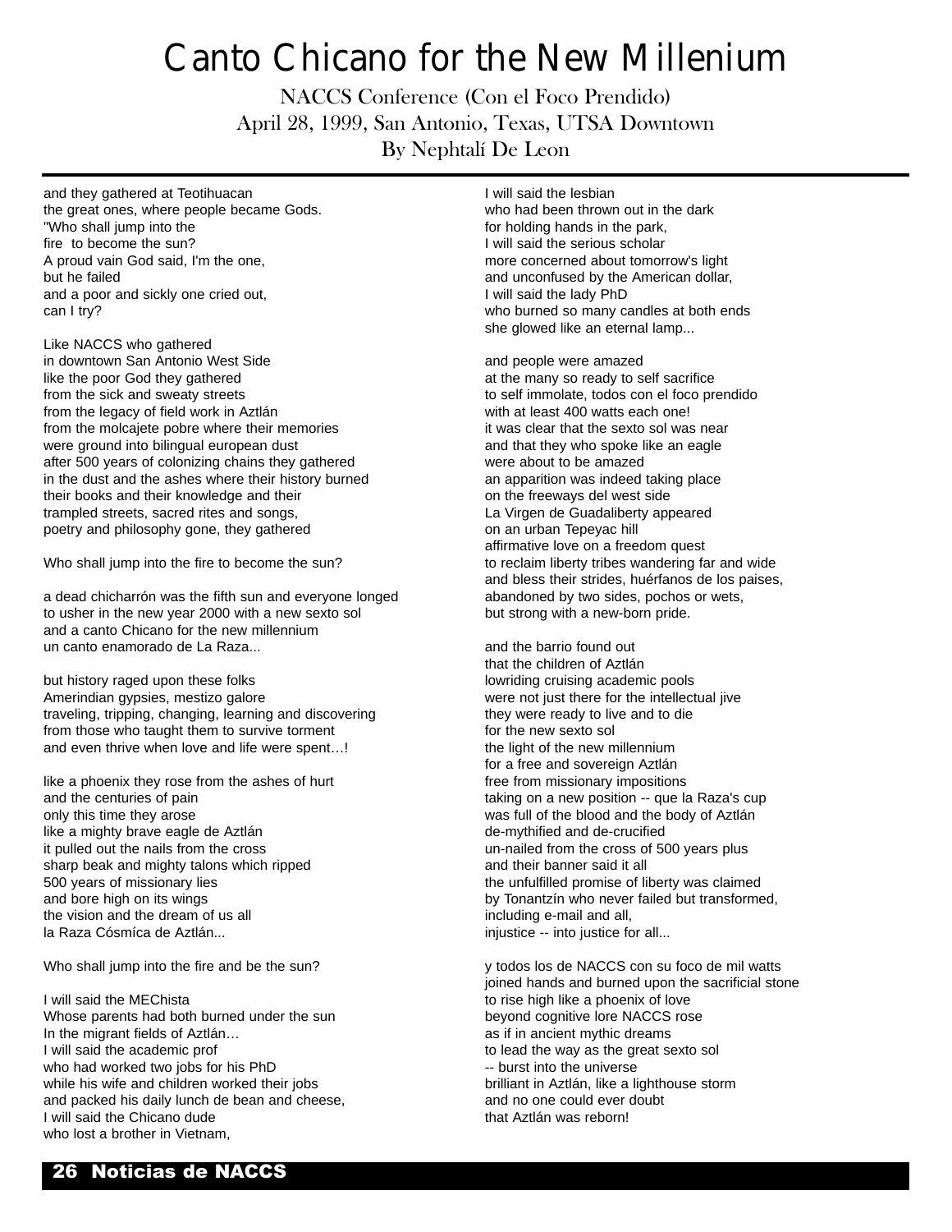# Canto Chicano for the New Millenium

NACCS Conference (Con el Foco Prendido)
April 28, 1999, San Antonio, Texas, UTSA Downtown
By Nephtalí De Leon

and they gathered at Teotihuacan
the great ones, where people became Gods.
"Who shall jump into the
fire to become the sun?
A proud vain God said, I'm the one,
but he failed
and a poor and sickly one cried out,
can I try?

Like NACCS who gathered
in downtown San Antonio West Side
like the poor God they gathered
from the sick and sweaty streets
from the legacy of field work in Aztlán
from the molcajete pobre where their memories
were ground into bilingual european dust
after 500 years of colonizing chains they gathered
in the dust and the ashes where their history burned
their books and their knowledge and their
trampled streets, sacred rites and songs,
poetry and philosophy gone, they gathered

Who shall jump into the fire to become the sun?

a dead chicharrón was the fifth sun and everyone longed
to usher in the new year 2000 with a new sexto sol
and a canto Chicano for the new millennium
un canto enamorado de La Raza...

but history raged upon these folks
Amerindian gypsies, mestizo galore
traveling, tripping, changing, learning and discovering
from those who taught them to survive torment
and even thrive when love and life were spent…!

like a phoenix they rose from the ashes of hurt
and the centuries of pain
only this time they arose
like a mighty brave eagle de Aztlán
it pulled out the nails from the cross
sharp beak and mighty talons which ripped
500 years of missionary lies
and bore high on its wings
the vision and the dream of us all
la Raza Cósmíca de Aztlán...

Who shall jump into the fire and be the sun?

I will said the MEChista
Whose parents had both burned under the sun
In the migrant fields of Aztlán…
I will said the academic prof
who had worked two jobs for his PhD
while his wife and children worked their jobs
and packed his daily lunch de bean and cheese,
I will said the Chicano dude
who lost a brother in Vietnam,
I will said the lesbian
who had been thrown out in the dark
for holding hands in the park,
I will said the serious scholar
more concerned about tomorrow's light
and unconfused by the American dollar,
I will said the lady PhD
who burned so many candles at both ends
she glowed like an eternal lamp...

and people were amazed
at the many so ready to self sacrifice
to self immolate, todos con el foco prendido
with at least 400 watts each one!
it was clear that the sexto sol was near
and that they who spoke like an eagle
were about to be amazed
an apparition was indeed taking place
on the freeways del west side
La Virgen de Guadaliberty appeared
on an urban Tepeyac hill
affirmative love on a freedom quest
to reclaim liberty tribes wandering far and wide
and bless their strides, huérfanos de los paises,
abandoned by two sides, pochos or wets,
but strong with a new-born pride.

and the barrio found out
that the children of Aztlán
lowriding cruising academic pools
were not just there for the intellectual jive
they were ready to live and to die
for the new sexto sol
the light of the new millennium
for a free and sovereign Aztlán
free from missionary impositions
taking on a new position -- que la Raza's cup
was full of the blood and the body of Aztlán
de-mythified and de-crucified
un-nailed from the cross of 500 years plus
and their banner said it all
the unfulfilled promise of liberty was claimed
by Tonantzín who never failed but transformed,
including e-mail and all,
injustice -- into justice for all...

y todos los de NACCS con su foco de mil watts
joined hands and burned upon the sacrificial stone
to rise high like a phoenix of love
beyond cognitive lore NACCS rose
as if in ancient mythic dreams
to lead the way as the great sexto sol
-- burst into the universe
brilliant in Aztlán, like a lighthouse storm
and no one could ever doubt
that Aztlán was reborn!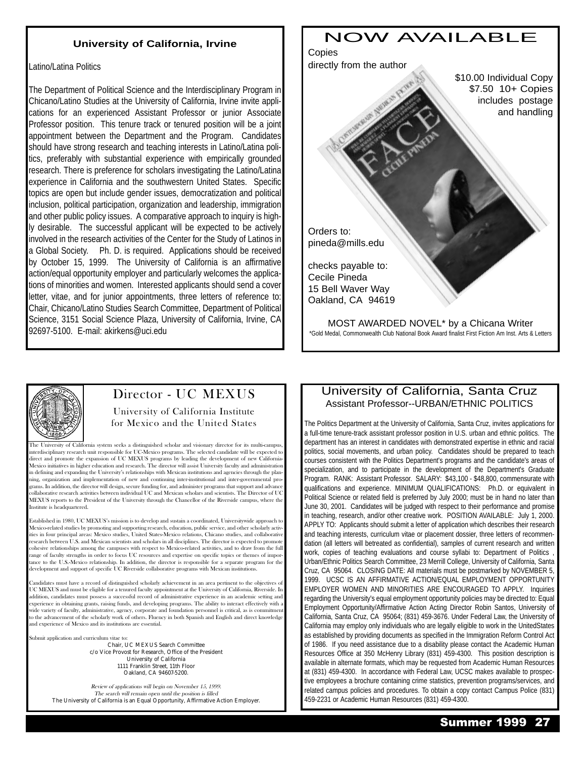## University of California, Irvine

Latino/Latina Politics

The Department of Political Science and the Interdisciplinary Program in Chicano/Latino Studies at the University of California, Irvine invite applications for an experienced Assistant Professor or junior Associate Professor position. This tenure track or tenured position will be a joint appointment between the Department and the Program. Candidates should have strong research and teaching interests in Latino/Latina politics, preferably with substantial experience with empirically grounded research. There is preference for scholars investigating the Latino/Latina experience in California and the southwestern United States. Specific topics are open but include gender issues, democratization and political inclusion, political participation, organization and leadership, immigration and other public policy issues. A comparative approach to inquiry is highly desirable. The successful applicant will be expected to be actively involved in the research activities of the Center for the Study of Latinos in a Global Society. Ph. D. is required. Applications should be received by October 15, 1999. The University of California is an affirmative action/equal opportunity employer and particularly welcomes the applications of minorities and women. Interested applicants should send a cover letter, vitae, and for junior appointments, three letters of reference to: Chair, Chicano/Latino Studies Search Committee, Department of Political Science, 3151 Social Science Plaza, University of California, Irvine, CA 92697-5100. E-mail: akirkens@uci.edu

# NOW AVAILABLE

Copies
directly from the author

$10.00 Individual Copy
$7.50 10+ Copies
includes postage
and handling

FACE
CECILE PINEDA

Orders to:
pineda@mills.edu

checks payable to:
Cecile Pineda
15 Bell Waver Way
Oakland, CA 94619

MOST AWARDED NOVEL* by a Chicana Writer

*Gold Medal, Commonwealth Club National Book Award finalist First Fiction Am Inst. Arts & Letters

## Director - UC MEXUS

University of California Institute for Mexico and the United States

The University of California system seeks a distinguished scholar and visionary director for its multi-campus, interdisciplinary research unit responsible for UC-Mexico programs. The selected candidate will be expected to direct and promote the expansion of UC MEXUS programs by leading the development of new California-Mexico initiatives in higher education and research. The director will assist University faculty and administration in defining and expanding the University's relationships with Mexican institutions and agencies through the planning, organization and implementation of new and continuing inter-institutional and inter-governmental programs. In addition, the director will design, secure funding for, and administer programs that support and advance collaborative research activities between individual UC and Mexican scholars and scientists. The Director of UC MEXUS reports to the President of the University through the Chancellor of the Riverside campus, where the Institute is headquartered.

Established in 1980, UC MEXUS's mission is to develop and sustain a coordinated, Universitywide approach to Mexico-related studies by promoting and supporting research, education, public service, and other scholarly activities in four principal areas: Mexico studies, United States-Mexico relations, Chicano studies, and collaborative research between U.S. and Mexican scientists and scholars in all disciplines. The director is expected to promote cohesive relationships among the campuses with respect to Mexico-related activities, and to draw from the full range of faculty strengths in order to focus UC resources and expertise on specific topics or themes of importance to the U.S.-Mexico relationship. In addition, the director is responsible for a separate program for the development and support of specific UC Riverside collaborative programs with Mexican institutions.

Candidates must have a record of distinguished scholarly achievement in an area pertinent to the objectives of UC MEXUS and must be eligible for a tenured faculty appointment at the University of California, Riverside. In addition, candidates must possess a successful record of administrative experience in an academic setting and experience in obtaining grants, raising funds, and developing programs. The ability to interact effectively with a wide variety of faculty, administrative, agency, corporate and foundation personnel is critical, as is commitment to the advancement of the scholarly work of others. Fluency in both Spanish and English and direct knowledge and experience of Mexico and its institutions are essential.

Submit application and curriculum vitae to:

Chair, UC MEXUS Search Committee
c/o Vice Provost for Research, Office of the President
University of California
1111 Franklin Street, 11th Floor
Oakland, CA 94607-5200.

*Review of applications will begin on November 15, 1999.*
*The search will remain open until the position is filled*

The University of California is an Equal Opportunity, Affirmative Action Employer.

## University of California, Santa Cruz

### Assistant Professor--URBAN/ETHNIC POLITICS

The Politics Department at the University of California, Santa Cruz, invites applications for a full-time tenure-track assistant professor position in U.S. urban and ethnic politics. The department has an interest in candidates with demonstrated expertise in ethnic and racial politics, social movements, and urban policy. Candidates should be prepared to teach courses consistent with the Politics Department's programs and the candidate's areas of specialization, and to participate in the development of the Department's Graduate Program. RANK: Assistant Professor. SALARY: $43,100 - $48,800, commensurate with qualifications and experience. MINIMUM QUALIFICATIONS: Ph.D. or equivalent in Political Science or related field is preferred by July 2000; must be in hand no later than June 30, 2001. Candidates will be judged with respect to their performance and promise in teaching, research, and/or other creative work. POSITION AVAILABLE: July 1, 2000. APPLY TO: Applicants should submit a letter of application which describes their research and teaching interests, curriculum vitae or placement dossier, three letters of recommendation (all letters will betreated as confidential), samples of current research and written work, copies of teaching evaluations and course syllabi to: Department of Politics , Urban/Ethnic Politics Search Committee, 23 Merrill College, University of California, Santa Cruz, CA 95064. CLOSING DATE: All materials must be postmarked by NOVEMBER 5, 1999. UCSC IS AN AFFIRMATIVE ACTION/EQUAL EMPLOYMENT OPPORTUNITY EMPLOYER WOMEN AND MINORITIES ARE ENCOURAGED TO APPLY. Inquiries regarding the University's equal employment opportunity policies may be directed to: Equal Employment Opportunity/Affirmative Action Acting Director Robin Santos, University of California, Santa Cruz, CA 95064; (831) 459-3676. Under Federal Law, the University of California may employ only individuals who are legally eligible to work in the UnitedStates as established by providing documents as specified in the Immigration Reform Control Act of 1986. If you need assistance due to a disability please contact the Academic Human Resources Office at 350 McHenry Library (831) 459-4300. This position description is available in alternate formats, which may be requested from Academic Human Resources at (831) 459-4300. In accordance with Federal Law, UCSC makes available to prospective employees a brochure containing crime statistics, prevention programs/services, and related campus policies and procedures. To obtain a copy contact Campus Police (831) 459-2231 or Academic Human Resources (831) 459-4300.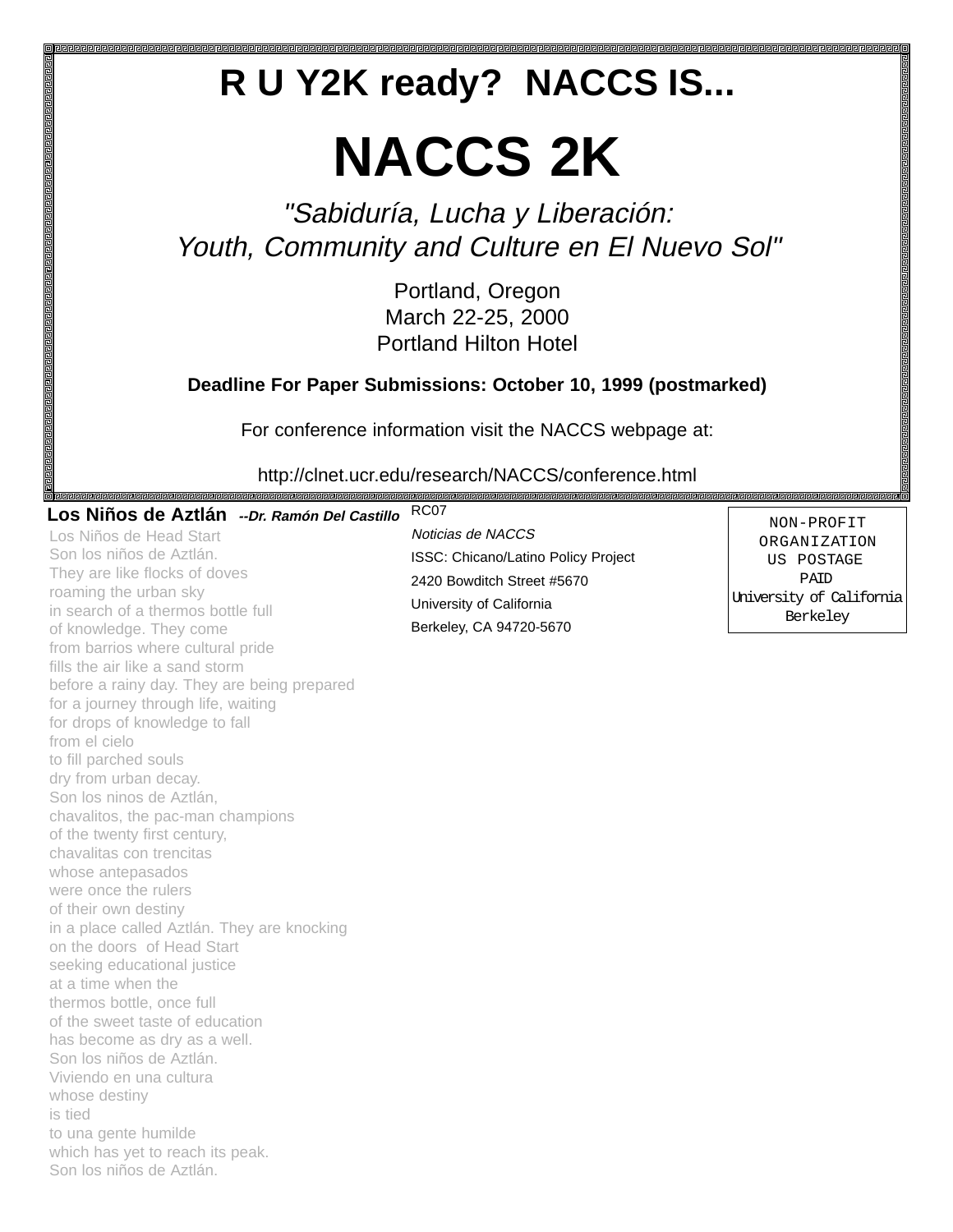# R U Y2K ready? NACCS IS...

# NACCS 2K

*"Sabiduría, Lucha y Liberación:*
*Youth, Community and Culture en El Nuevo Sol"*

Portland, Oregon
March 22-25, 2000
Portland Hilton Hotel

**Deadline For Paper Submissions: October 10, 1999 (postmarked)**

For conference information visit the NACCS webpage at:

http://clnet.ucr.edu/research/NACCS/conference.html

## Los Niños de Aztlán *--Dr. Ramón Del Castillo*

Los Niños de Head Start
Son los niños de Aztlán.
They are like flocks of doves
roaming the urban sky
in search of a thermos bottle full
of knowledge. They come
from barrios where cultural pride
fills the air like a sand storm
before a rainy day. They are being prepared
for a journey through life, waiting
for drops of knowledge to fall
from el cielo
to fill parched souls
dry from urban decay.
Son los ninos de Aztlán,
chavalitos, the pac-man champions
of the twenty first century,
chavalitas con trencitas
whose antepasados
were once the rulers
of their own destiny
in a place called Aztlán. They are knocking
on the doors of Head Start
seeking educational justice
at a time when the
thermos bottle, once full
of the sweet taste of education
has become as dry as a well.
Son los niños de Aztlán.
Viviendo en una cultura
whose destiny
is tied
to una gente humilde
which has yet to reach its peak.
Son los niños de Aztlán.

RC07
*Noticias de NACCS*
ISSC: Chicano/Latino Policy Project
2420 Bowditch Street #5670
University of California
Berkeley, CA 94720-5670

NON-PROFIT
ORGANIZATION
US POSTAGE
PAID
University of California
Berkeley